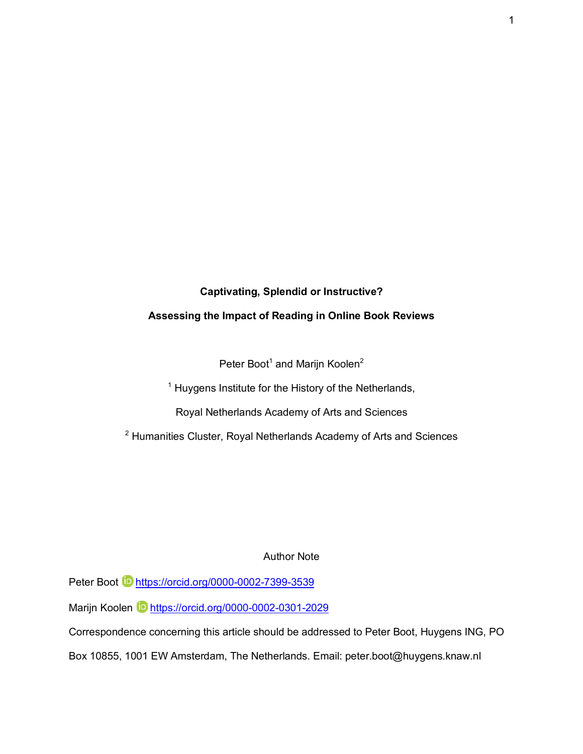# Captivating, Splendid or Instructive?

## Assessing the Impact of Reading in Online Book Reviews

Peter Boot[1] and Marijn Koolen[2]

[1] Huygens Institute for the History of the Netherlands,

Royal Netherlands Academy of Arts and Sciences

[2] Humanities Cluster, Royal Netherlands Academy of Arts and Sciences

Author Note

Peter Boot https://orcid.org/0000-0002-7399-3539

Marijn Koolen https://orcid.org/0000-0002-0301-2029

Correspondence concerning this article should be addressed to Peter Boot, Huygens ING, PO Box 10855, 1001 EW Amsterdam, The Netherlands. Email: peter.boot@huygens.knaw.nl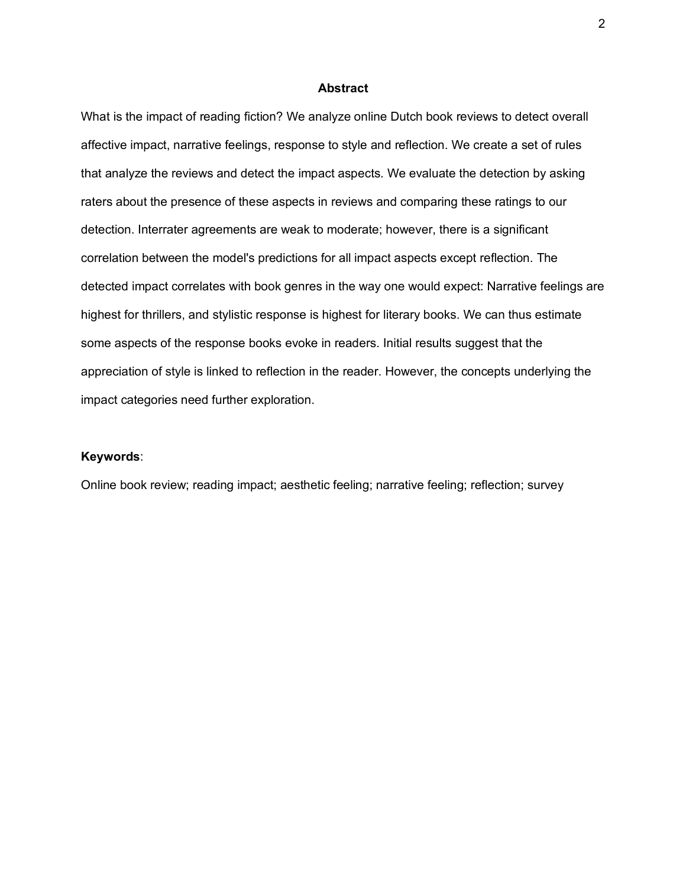## Abstract

What is the impact of reading fiction? We analyze online Dutch book reviews to detect overall affective impact, narrative feelings, response to style and reflection. We create a set of rules that analyze the reviews and detect the impact aspects. We evaluate the detection by asking raters about the presence of these aspects in reviews and comparing these ratings to our detection. Interrater agreements are weak to moderate; however, there is a significant correlation between the model's predictions for all impact aspects except reflection. The detected impact correlates with book genres in the way one would expect: Narrative feelings are highest for thrillers, and stylistic response is highest for literary books. We can thus estimate some aspects of the response books evoke in readers. Initial results suggest that the appreciation of style is linked to reflection in the reader. However, the concepts underlying the impact categories need further exploration.

**Keywords**:

Online book review; reading impact; aesthetic feeling; narrative feeling; reflection; survey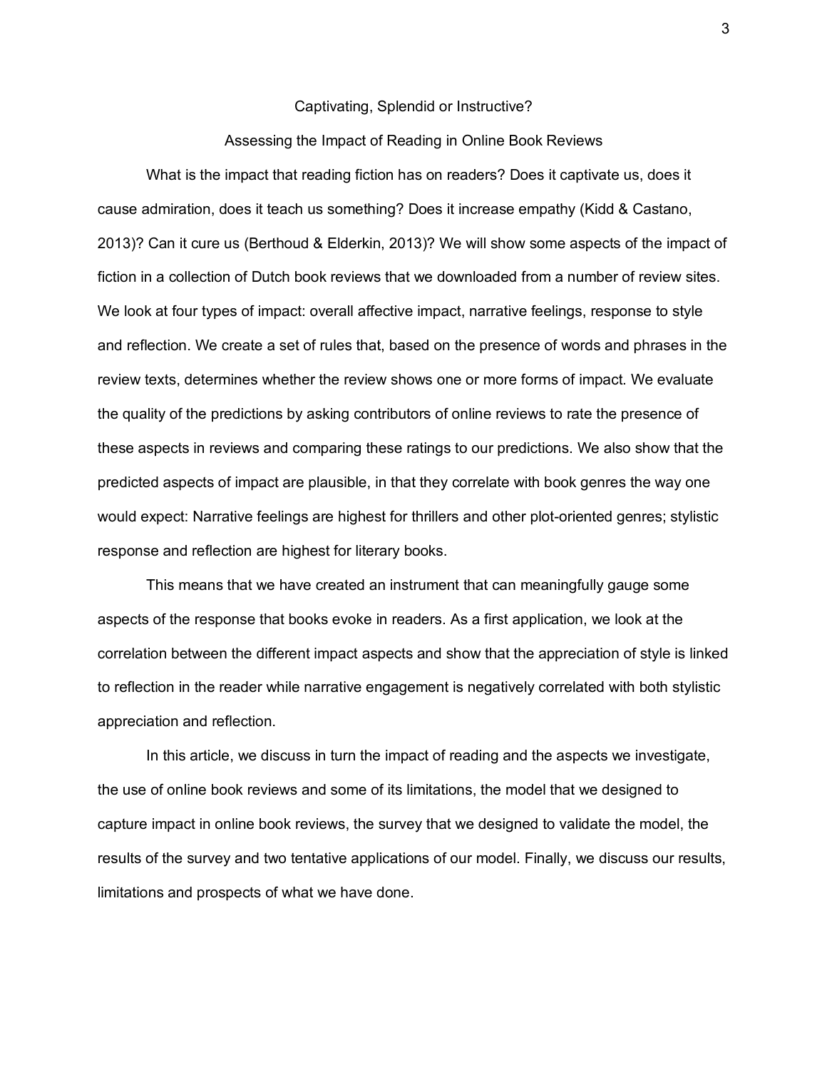# Captivating, Splendid or Instructive?

## Assessing the Impact of Reading in Online Book Reviews

What is the impact that reading fiction has on readers? Does it captivate us, does it cause admiration, does it teach us something? Does it increase empathy (Kidd & Castano, 2013)? Can it cure us (Berthoud & Elderkin, 2013)? We will show some aspects of the impact of fiction in a collection of Dutch book reviews that we downloaded from a number of review sites. We look at four types of impact: overall affective impact, narrative feelings, response to style and reflection. We create a set of rules that, based on the presence of words and phrases in the review texts, determines whether the review shows one or more forms of impact. We evaluate the quality of the predictions by asking contributors of online reviews to rate the presence of these aspects in reviews and comparing these ratings to our predictions. We also show that the predicted aspects of impact are plausible, in that they correlate with book genres the way one would expect: Narrative feelings are highest for thrillers and other plot-oriented genres; stylistic response and reflection are highest for literary books.

This means that we have created an instrument that can meaningfully gauge some aspects of the response that books evoke in readers. As a first application, we look at the correlation between the different impact aspects and show that the appreciation of style is linked to reflection in the reader while narrative engagement is negatively correlated with both stylistic appreciation and reflection.

In this article, we discuss in turn the impact of reading and the aspects we investigate, the use of online book reviews and some of its limitations, the model that we designed to capture impact in online book reviews, the survey that we designed to validate the model, the results of the survey and two tentative applications of our model. Finally, we discuss our results, limitations and prospects of what we have done.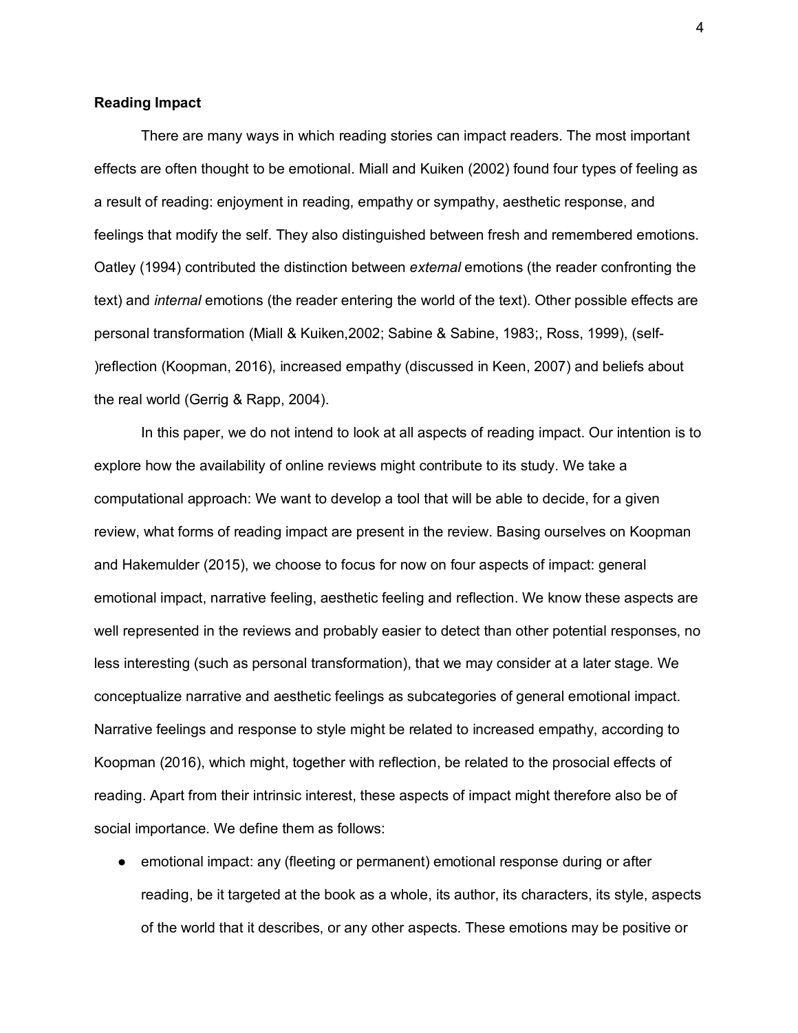**Reading Impact**

There are many ways in which reading stories can impact readers. The most important effects are often thought to be emotional. Miall and Kuiken (2002) found four types of feeling as a result of reading: enjoyment in reading, empathy or sympathy, aesthetic response, and feelings that modify the self. They also distinguished between fresh and remembered emotions. Oatley (1994) contributed the distinction between *external* emotions (the reader confronting the text) and *internal* emotions (the reader entering the world of the text). Other possible effects are personal transformation (Miall & Kuiken,2002; Sabine & Sabine, 1983;, Ross, 1999), (self-)reflection (Koopman, 2016), increased empathy (discussed in Keen, 2007) and beliefs about the real world (Gerrig & Rapp, 2004).

In this paper, we do not intend to look at all aspects of reading impact. Our intention is to explore how the availability of online reviews might contribute to its study. We take a computational approach: We want to develop a tool that will be able to decide, for a given review, what forms of reading impact are present in the review. Basing ourselves on Koopman and Hakemulder (2015), we choose to focus for now on four aspects of impact: general emotional impact, narrative feeling, aesthetic feeling and reflection. We know these aspects are well represented in the reviews and probably easier to detect than other potential responses, no less interesting (such as personal transformation), that we may consider at a later stage. We conceptualize narrative and aesthetic feelings as subcategories of general emotional impact. Narrative feelings and response to style might be related to increased empathy, according to Koopman (2016), which might, together with reflection, be related to the prosocial effects of reading. Apart from their intrinsic interest, these aspects of impact might therefore also be of social importance. We define them as follows:

- emotional impact: any (fleeting or permanent) emotional response during or after reading, be it targeted at the book as a whole, its author, its characters, its style, aspects of the world that it describes, or any other aspects. These emotions may be positive or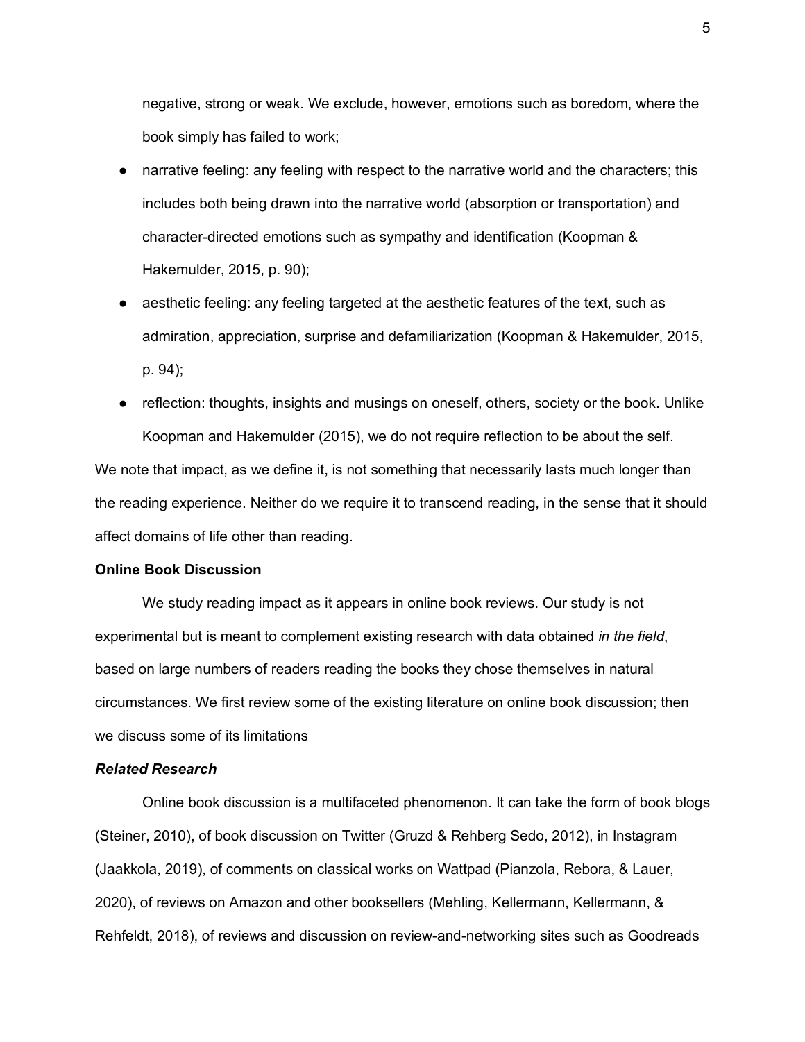negative, strong or weak. We exclude, however, emotions such as boredom, where the book simply has failed to work;

- narrative feeling: any feeling with respect to the narrative world and the characters; this includes both being drawn into the narrative world (absorption or transportation) and character-directed emotions such as sympathy and identification (Koopman & Hakemulder, 2015, p. 90);
- aesthetic feeling: any feeling targeted at the aesthetic features of the text, such as admiration, appreciation, surprise and defamiliarization (Koopman & Hakemulder, 2015, p. 94);
- reflection: thoughts, insights and musings on oneself, others, society or the book. Unlike Koopman and Hakemulder (2015), we do not require reflection to be about the self.

We note that impact, as we define it, is not something that necessarily lasts much longer than the reading experience. Neither do we require it to transcend reading, in the sense that it should affect domains of life other than reading.

**Online Book Discussion**

We study reading impact as it appears in online book reviews. Our study is not experimental but is meant to complement existing research with data obtained *in the field*, based on large numbers of readers reading the books they chose themselves in natural circumstances. We first review some of the existing literature on online book discussion; then we discuss some of its limitations

***Related Research***

Online book discussion is a multifaceted phenomenon. It can take the form of book blogs (Steiner, 2010), of book discussion on Twitter (Gruzd & Rehberg Sedo, 2012), in Instagram (Jaakkola, 2019), of comments on classical works on Wattpad (Pianzola, Rebora, & Lauer, 2020), of reviews on Amazon and other booksellers (Mehling, Kellermann, Kellermann, & Rehfeldt, 2018), of reviews and discussion on review-and-networking sites such as Goodreads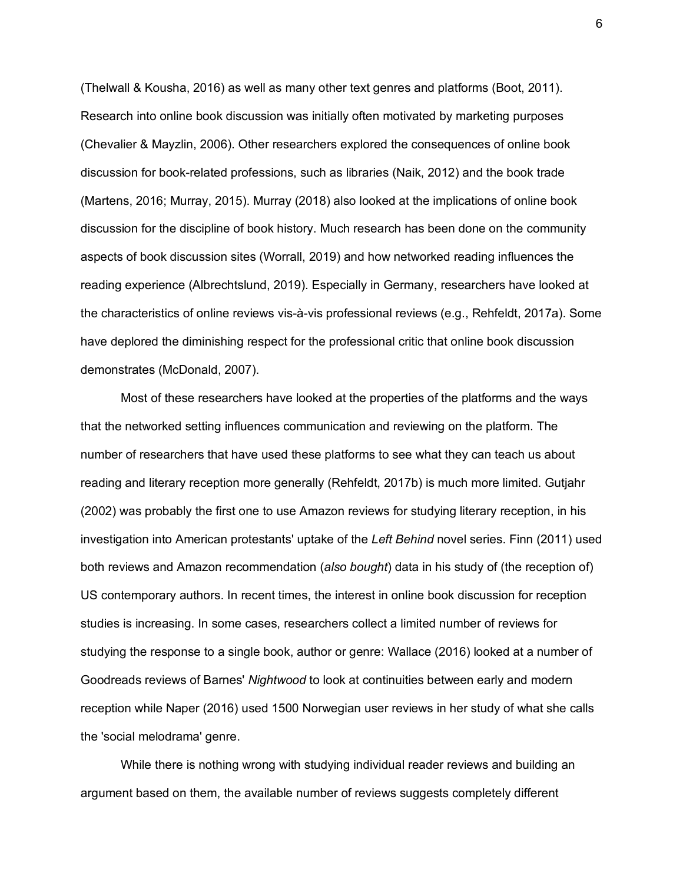(Thelwall & Kousha, 2016) as well as many other text genres and platforms (Boot, 2011). Research into online book discussion was initially often motivated by marketing purposes (Chevalier & Mayzlin, 2006). Other researchers explored the consequences of online book discussion for book-related professions, such as libraries (Naik, 2012) and the book trade (Martens, 2016; Murray, 2015). Murray (2018) also looked at the implications of online book discussion for the discipline of book history. Much research has been done on the community aspects of book discussion sites (Worrall, 2019) and how networked reading influences the reading experience (Albrechtslund, 2019). Especially in Germany, researchers have looked at the characteristics of online reviews vis-à-vis professional reviews (e.g., Rehfeldt, 2017a). Some have deplored the diminishing respect for the professional critic that online book discussion demonstrates (McDonald, 2007).

Most of these researchers have looked at the properties of the platforms and the ways that the networked setting influences communication and reviewing on the platform. The number of researchers that have used these platforms to see what they can teach us about reading and literary reception more generally (Rehfeldt, 2017b) is much more limited. Gutjahr (2002) was probably the first one to use Amazon reviews for studying literary reception, in his investigation into American protestants' uptake of the *Left Behind* novel series. Finn (2011) used both reviews and Amazon recommendation (*also bought*) data in his study of (the reception of) US contemporary authors. In recent times, the interest in online book discussion for reception studies is increasing. In some cases, researchers collect a limited number of reviews for studying the response to a single book, author or genre: Wallace (2016) looked at a number of Goodreads reviews of Barnes' *Nightwood* to look at continuities between early and modern reception while Naper (2016) used 1500 Norwegian user reviews in her study of what she calls the 'social melodrama' genre.

While there is nothing wrong with studying individual reader reviews and building an argument based on them, the available number of reviews suggests completely different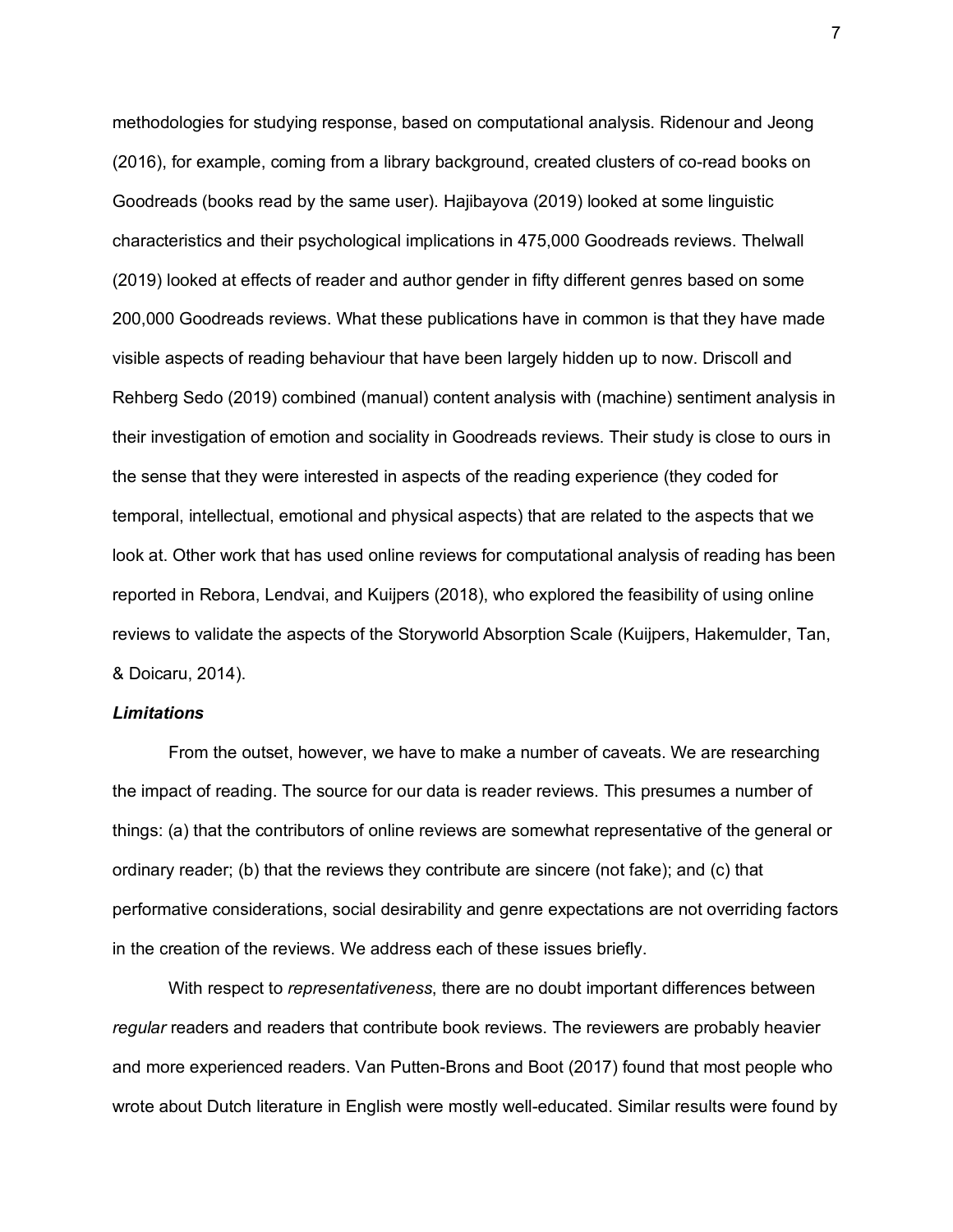methodologies for studying response, based on computational analysis. Ridenour and Jeong (2016), for example, coming from a library background, created clusters of co-read books on Goodreads (books read by the same user). Hajibayova (2019) looked at some linguistic characteristics and their psychological implications in 475,000 Goodreads reviews. Thelwall (2019) looked at effects of reader and author gender in fifty different genres based on some 200,000 Goodreads reviews. What these publications have in common is that they have made visible aspects of reading behaviour that have been largely hidden up to now. Driscoll and Rehberg Sedo (2019) combined (manual) content analysis with (machine) sentiment analysis in their investigation of emotion and sociality in Goodreads reviews. Their study is close to ours in the sense that they were interested in aspects of the reading experience (they coded for temporal, intellectual, emotional and physical aspects) that are related to the aspects that we look at. Other work that has used online reviews for computational analysis of reading has been reported in Rebora, Lendvai, and Kuijpers (2018), who explored the feasibility of using online reviews to validate the aspects of the Storyworld Absorption Scale (Kuijpers, Hakemulder, Tan, & Doicaru, 2014).

### *Limitations*

From the outset, however, we have to make a number of caveats. We are researching the impact of reading. The source for our data is reader reviews. This presumes a number of things: (a) that the contributors of online reviews are somewhat representative of the general or ordinary reader; (b) that the reviews they contribute are sincere (not fake); and (c) that performative considerations, social desirability and genre expectations are not overriding factors in the creation of the reviews. We address each of these issues briefly.

With respect to *representativeness*, there are no doubt important differences between *regular* readers and readers that contribute book reviews. The reviewers are probably heavier and more experienced readers. Van Putten-Brons and Boot (2017) found that most people who wrote about Dutch literature in English were mostly well-educated. Similar results were found by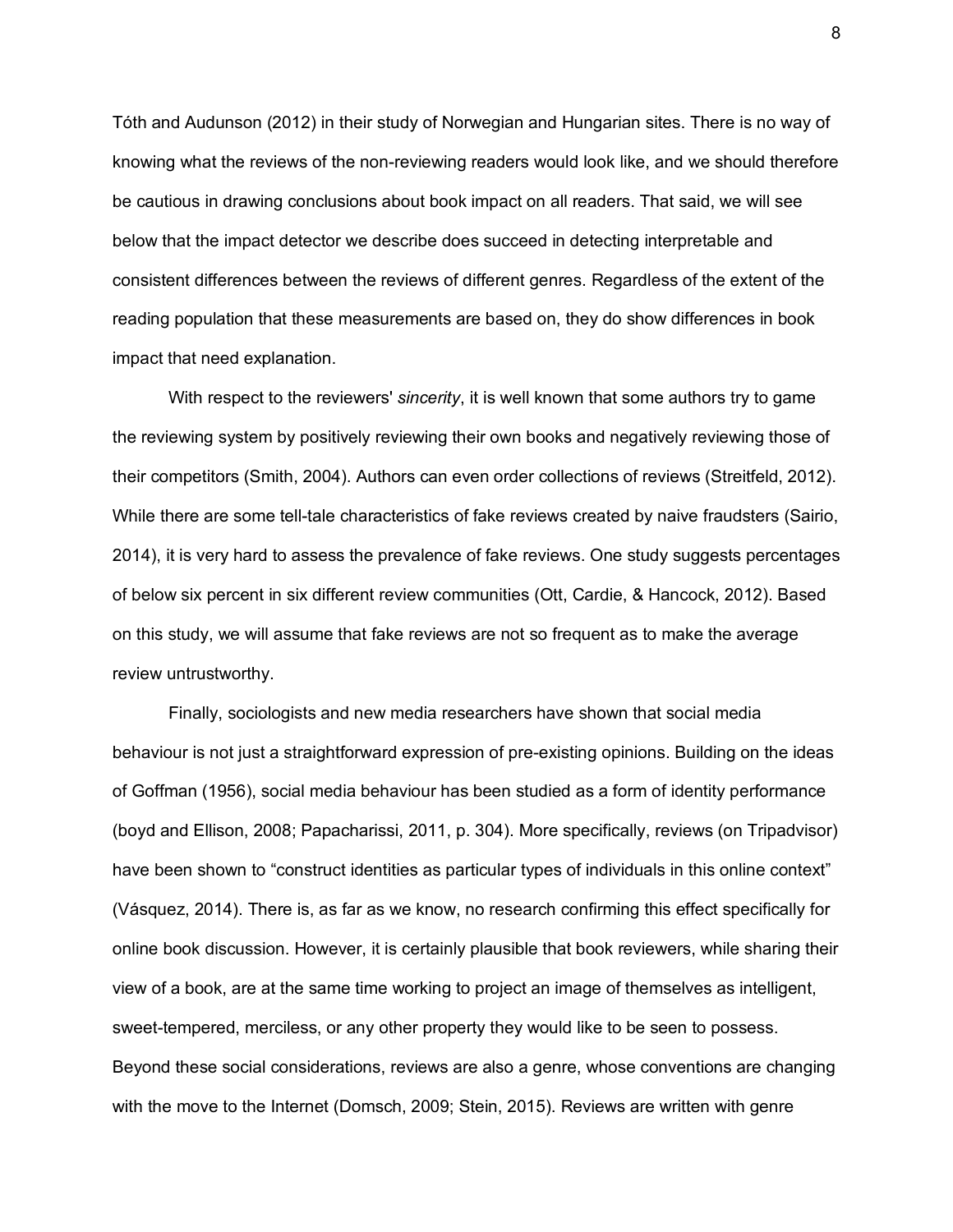Tóth and Audunson (2012) in their study of Norwegian and Hungarian sites. There is no way of knowing what the reviews of the non-reviewing readers would look like, and we should therefore be cautious in drawing conclusions about book impact on all readers. That said, we will see below that the impact detector we describe does succeed in detecting interpretable and consistent differences between the reviews of different genres. Regardless of the extent of the reading population that these measurements are based on, they do show differences in book impact that need explanation.

With respect to the reviewers' *sincerity*, it is well known that some authors try to game the reviewing system by positively reviewing their own books and negatively reviewing those of their competitors (Smith, 2004). Authors can even order collections of reviews (Streitfeld, 2012). While there are some tell-tale characteristics of fake reviews created by naive fraudsters (Sairio, 2014), it is very hard to assess the prevalence of fake reviews. One study suggests percentages of below six percent in six different review communities (Ott, Cardie, & Hancock, 2012). Based on this study, we will assume that fake reviews are not so frequent as to make the average review untrustworthy.

Finally, sociologists and new media researchers have shown that social media behaviour is not just a straightforward expression of pre-existing opinions. Building on the ideas of Goffman (1956), social media behaviour has been studied as a form of identity performance (boyd and Ellison, 2008; Papacharissi, 2011, p. 304). More specifically, reviews (on Tripadvisor) have been shown to “construct identities as particular types of individuals in this online context” (Vásquez, 2014). There is, as far as we know, no research confirming this effect specifically for online book discussion. However, it is certainly plausible that book reviewers, while sharing their view of a book, are at the same time working to project an image of themselves as intelligent, sweet-tempered, merciless, or any other property they would like to be seen to possess. Beyond these social considerations, reviews are also a genre, whose conventions are changing with the move to the Internet (Domsch, 2009; Stein, 2015). Reviews are written with genre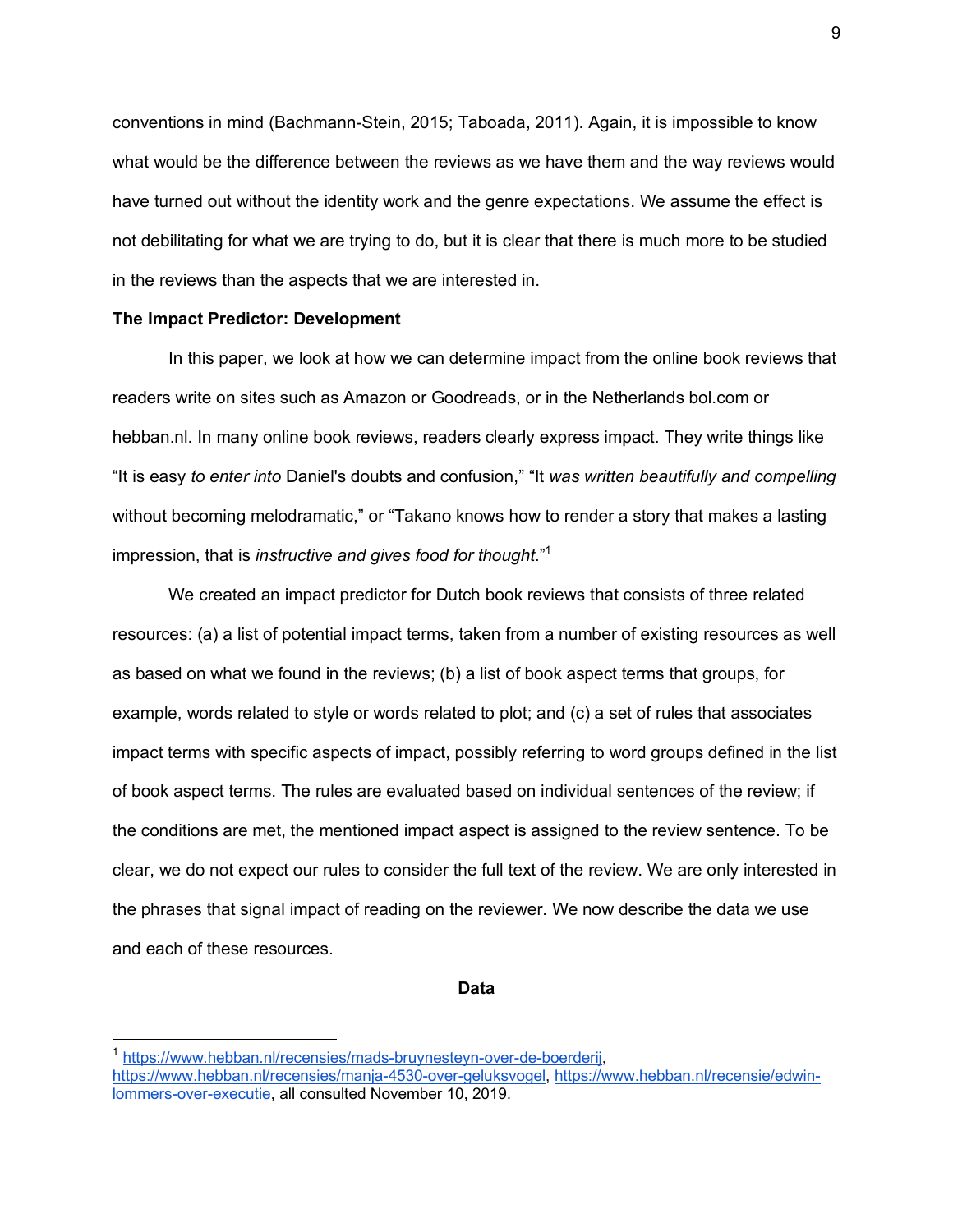conventions in mind (Bachmann-Stein, 2015; Taboada, 2011). Again, it is impossible to know what would be the difference between the reviews as we have them and the way reviews would have turned out without the identity work and the genre expectations. We assume the effect is not debilitating for what we are trying to do, but it is clear that there is much more to be studied in the reviews than the aspects that we are interested in.

**The Impact Predictor: Development**

In this paper, we look at how we can determine impact from the online book reviews that readers write on sites such as Amazon or Goodreads, or in the Netherlands bol.com or hebban.nl. In many online book reviews, readers clearly express impact. They write things like "It is easy *to enter into* Daniel's doubts and confusion," "It *was written beautifully and compelling* without becoming melodramatic," or "Takano knows how to render a story that makes a lasting impression, that is *instructive and gives food for thought*."[1]

We created an impact predictor for Dutch book reviews that consists of three related resources: (a) a list of potential impact terms, taken from a number of existing resources as well as based on what we found in the reviews; (b) a list of book aspect terms that groups, for example, words related to style or words related to plot; and (c) a set of rules that associates impact terms with specific aspects of impact, possibly referring to word groups defined in the list of book aspect terms. The rules are evaluated based on individual sentences of the review; if the conditions are met, the mentioned impact aspect is assigned to the review sentence. To be clear, we do not expect our rules to consider the full text of the review. We are only interested in the phrases that signal impact of reading on the reviewer. We now describe the data we use and each of these resources.

**Data**

---

[1] https://www.hebban.nl/recensies/mads-bruynesteyn-over-de-boerderij, https://www.hebban.nl/recensies/manja-4530-over-geluksvogel, https://www.hebban.nl/recensie/edwin-lommers-over-executie, all consulted November 10, 2019.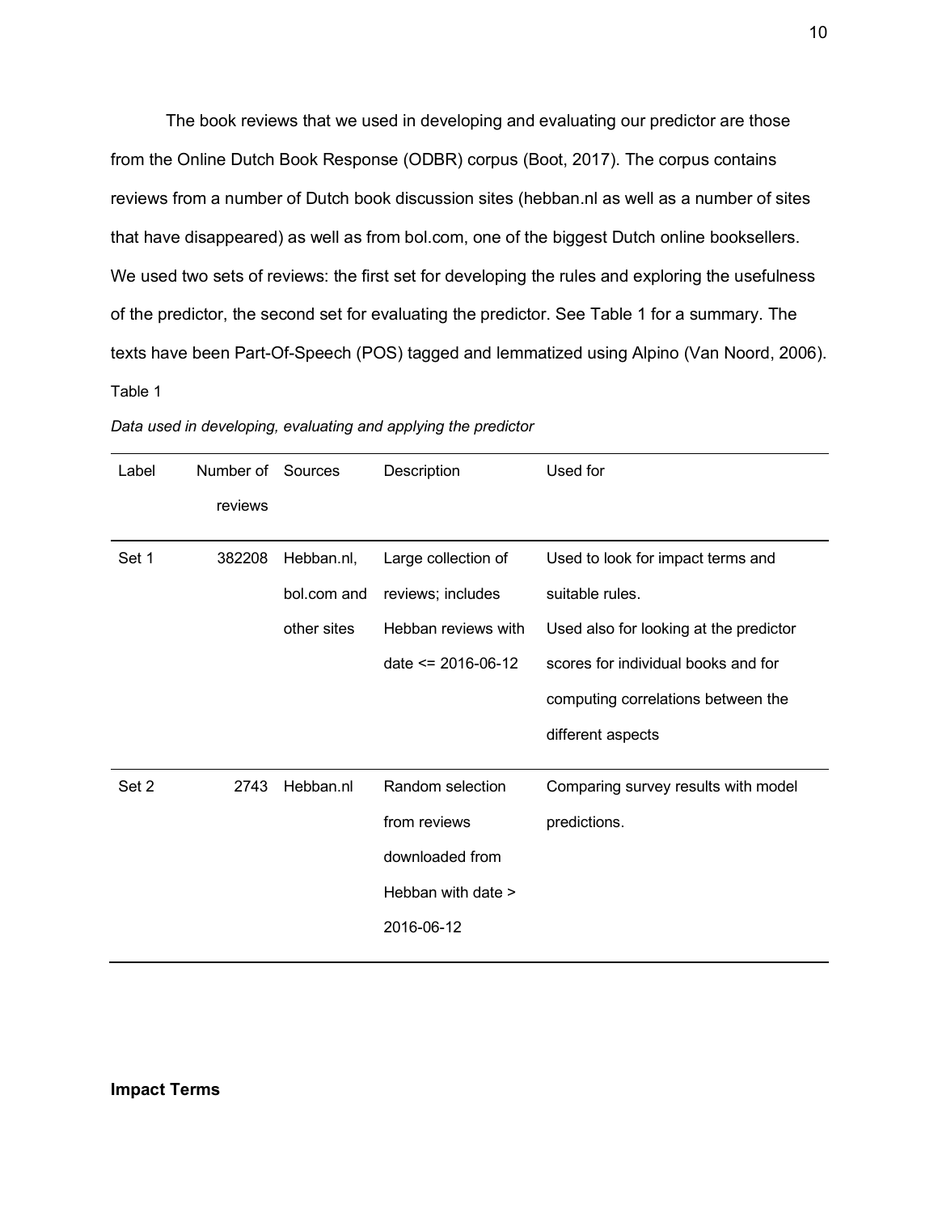The book reviews that we used in developing and evaluating our predictor are those from the Online Dutch Book Response (ODBR) corpus (Boot, 2017). The corpus contains reviews from a number of Dutch book discussion sites (hebban.nl as well as a number of sites that have disappeared) as well as from bol.com, one of the biggest Dutch online booksellers. We used two sets of reviews: the first set for developing the rules and exploring the usefulness of the predictor, the second set for evaluating the predictor. See Table 1 for a summary. The texts have been Part-Of-Speech (POS) tagged and lemmatized using Alpino (Van Noord, 2006).

Table 1

*Data used in developing, evaluating and applying the predictor*

| Label | Number of reviews | Sources | Description | Used for |
|---|---|---|---|---|
| Set 1 | 382208 | Hebban.nl, bol.com and other sites | Large collection of reviews; includes Hebban reviews with date <= 2016-06-12 | Used to look for impact terms and suitable rules. Used also for looking at the predictor scores for individual books and for computing correlations between the different aspects |
| Set 2 | 2743 | Hebban.nl | Random selection from reviews downloaded from Hebban with date > 2016-06-12 | Comparing survey results with model predictions. |

## Impact Terms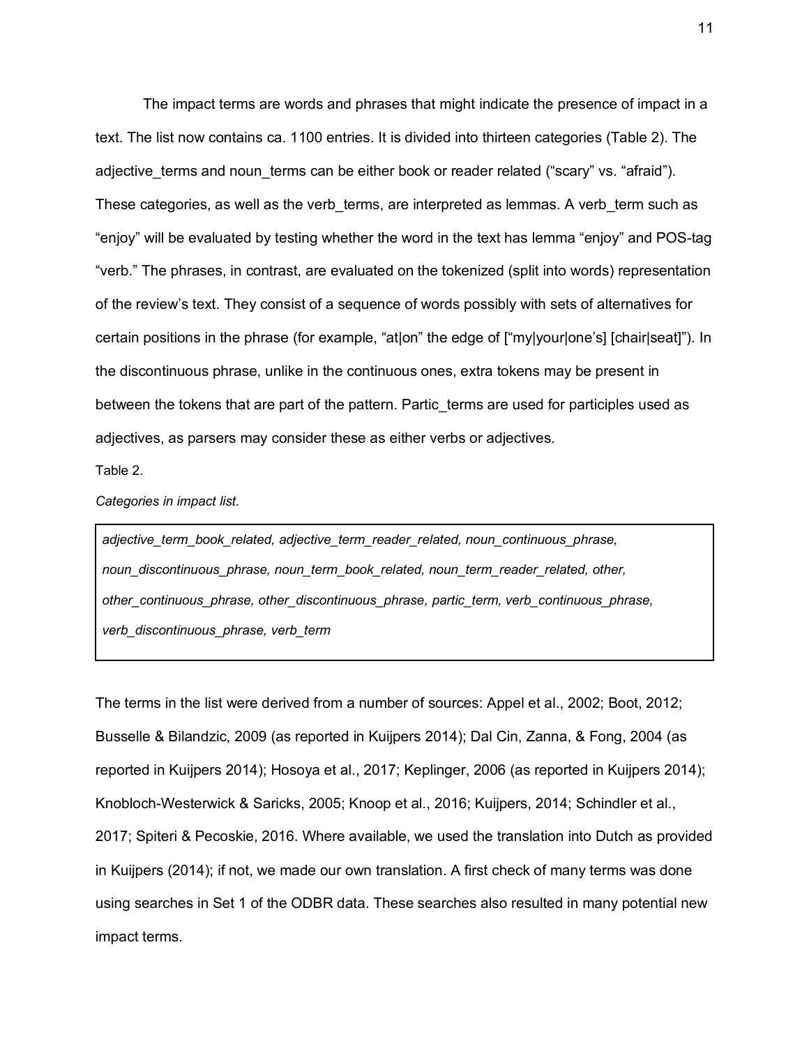The impact terms are words and phrases that might indicate the presence of impact in a text. The list now contains ca. 1100 entries. It is divided into thirteen categories (Table 2). The adjective_terms and noun_terms can be either book or reader related ("scary" vs. "afraid"). These categories, as well as the verb_terms, are interpreted as lemmas. A verb_term such as "enjoy" will be evaluated by testing whether the word in the text has lemma "enjoy" and POS-tag "verb." The phrases, in contrast, are evaluated on the tokenized (split into words) representation of the review's text. They consist of a sequence of words possibly with sets of alternatives for certain positions in the phrase (for example, "at|on" the edge of ["my|your|one's] [chair|seat]"). In the discontinuous phrase, unlike in the continuous ones, extra tokens may be present in between the tokens that are part of the pattern. Partic_terms are used for participles used as adjectives, as parsers may consider these as either verbs or adjectives.

Table 2.

*Categories in impact list.*

| *adjective_term_book_related, adjective_term_reader_related, noun_continuous_phrase, noun_discontinuous_phrase, noun_term_book_related, noun_term_reader_related, other, other_continuous_phrase, other_discontinuous_phrase, partic_term, verb_continuous_phrase, verb_discontinuous_phrase, verb_term* |
|---|

The terms in the list were derived from a number of sources: Appel et al., 2002; Boot, 2012; Busselle & Bilandzic, 2009 (as reported in Kuijpers 2014); Dal Cin, Zanna, & Fong, 2004 (as reported in Kuijpers 2014); Hosoya et al., 2017; Keplinger, 2006 (as reported in Kuijpers 2014); Knobloch-Westerwick & Saricks, 2005; Knoop et al., 2016; Kuijpers, 2014; Schindler et al., 2017; Spiteri & Pecoskie, 2016. Where available, we used the translation into Dutch as provided in Kuijpers (2014); if not, we made our own translation. A first check of many terms was done using searches in Set 1 of the ODBR data. These searches also resulted in many potential new impact terms.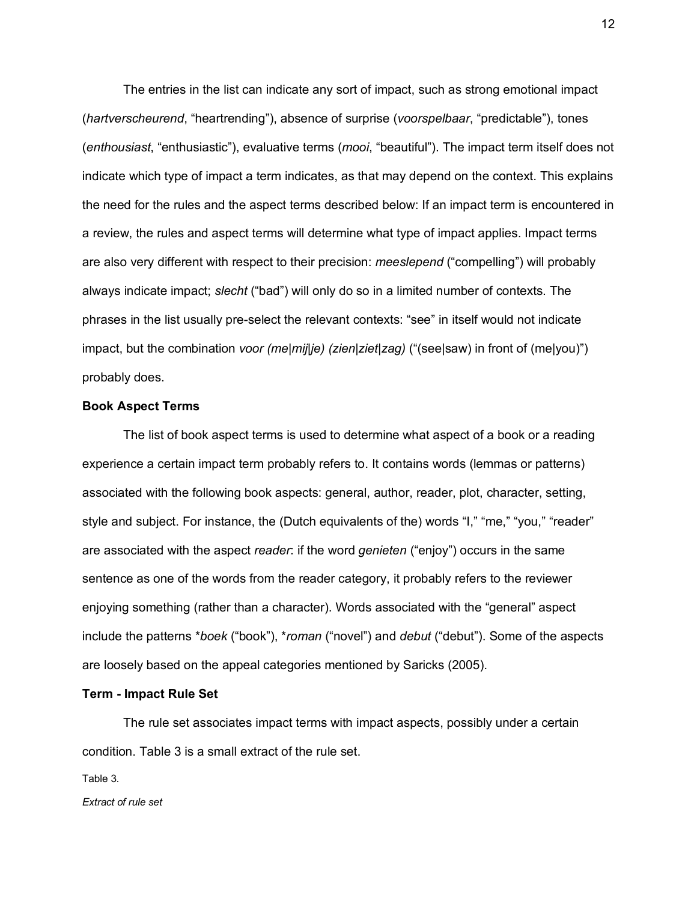The entries in the list can indicate any sort of impact, such as strong emotional impact (*hartverscheurend*, "heartrending"), absence of surprise (*voorspelbaar*, "predictable"), tones (*enthousiast*, "enthusiastic"), evaluative terms (*mooi*, "beautiful"). The impact term itself does not indicate which type of impact a term indicates, as that may depend on the context. This explains the need for the rules and the aspect terms described below: If an impact term is encountered in a review, the rules and aspect terms will determine what type of impact applies. Impact terms are also very different with respect to their precision: *meeslepend* ("compelling") will probably always indicate impact; *slecht* ("bad") will only do so in a limited number of contexts. The phrases in the list usually pre-select the relevant contexts: "see" in itself would not indicate impact, but the combination *voor (me|mij|je) (zien|ziet|zag)* ("(see|saw) in front of (me|you)") probably does.

### Book Aspect Terms

The list of book aspect terms is used to determine what aspect of a book or a reading experience a certain impact term probably refers to. It contains words (lemmas or patterns) associated with the following book aspects: general, author, reader, plot, character, setting, style and subject. For instance, the (Dutch equivalents of the) words "I," "me," "you," "reader" are associated with the aspect *reader*: if the word *genieten* ("enjoy") occurs in the same sentence as one of the words from the reader category, it probably refers to the reviewer enjoying something (rather than a character). Words associated with the "general" aspect include the patterns *\*boek* ("book"), *\*roman* ("novel") and *debut* ("debut"). Some of the aspects are loosely based on the appeal categories mentioned by Saricks (2005).

### Term - Impact Rule Set

The rule set associates impact terms with impact aspects, possibly under a certain condition. Table 3 is a small extract of the rule set.

Table 3.

*Extract of rule set*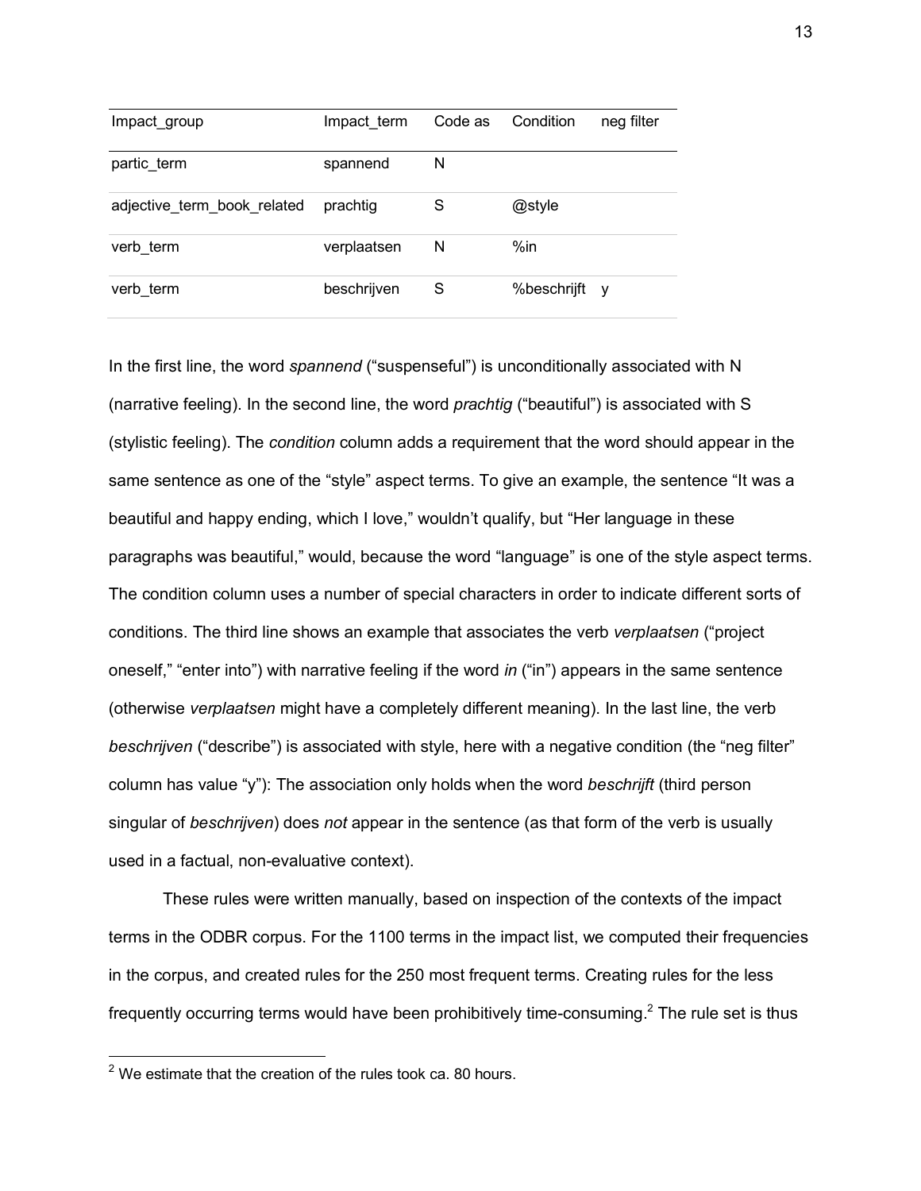| Impact_group | Impact_term | Code as | Condition | neg filter |
|---|---|---|---|---|
| partic_term | spannend | N | | |
| adjective_term_book_related | prachtig | S | @style | |
| verb_term | verplaatsen | N | %in | |
| verb_term | beschrijven | S | %beschrijft | y |

In the first line, the word *spannend* ("suspenseful") is unconditionally associated with N (narrative feeling). In the second line, the word *prachtig* ("beautiful") is associated with S (stylistic feeling). The *condition* column adds a requirement that the word should appear in the same sentence as one of the "style" aspect terms. To give an example, the sentence "It was a beautiful and happy ending, which I love," wouldn't qualify, but "Her language in these paragraphs was beautiful," would, because the word "language" is one of the style aspect terms. The condition column uses a number of special characters in order to indicate different sorts of conditions. The third line shows an example that associates the verb *verplaatsen* ("project oneself," "enter into") with narrative feeling if the word *in* ("in") appears in the same sentence (otherwise *verplaatsen* might have a completely different meaning). In the last line, the verb *beschrijven* ("describe") is associated with style, here with a negative condition (the "neg filter" column has value "y"): The association only holds when the word *beschrijft* (third person singular of *beschrijven*) does *not* appear in the sentence (as that form of the verb is usually used in a factual, non-evaluative context).

These rules were written manually, based on inspection of the contexts of the impact terms in the ODBR corpus. For the 1100 terms in the impact list, we computed their frequencies in the corpus, and created rules for the 250 most frequent terms. Creating rules for the less frequently occurring terms would have been prohibitively time-consuming.[2] The rule set is thus

[2] We estimate that the creation of the rules took ca. 80 hours.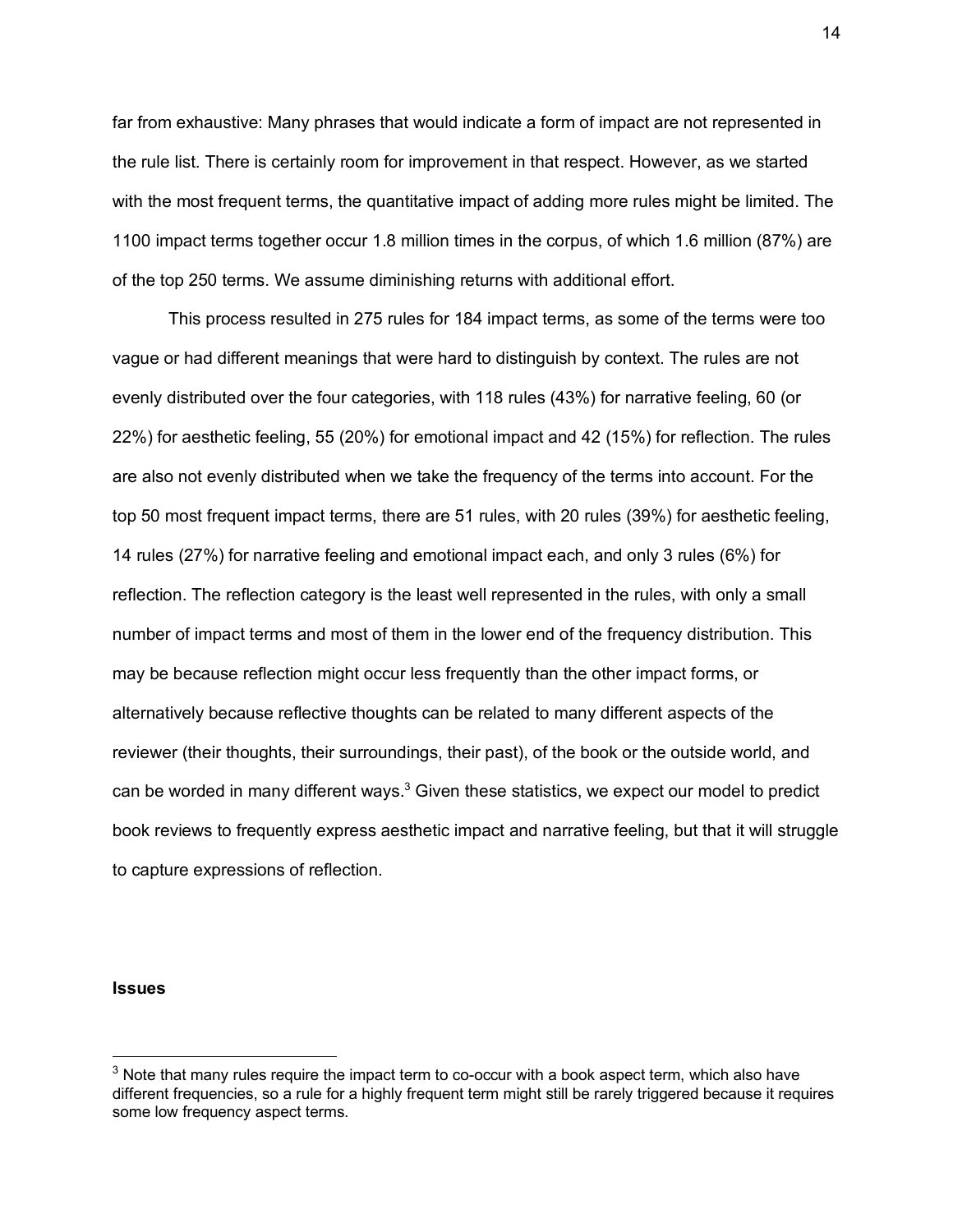far from exhaustive: Many phrases that would indicate a form of impact are not represented in the rule list. There is certainly room for improvement in that respect. However, as we started with the most frequent terms, the quantitative impact of adding more rules might be limited. The 1100 impact terms together occur 1.8 million times in the corpus, of which 1.6 million (87%) are of the top 250 terms. We assume diminishing returns with additional effort.

This process resulted in 275 rules for 184 impact terms, as some of the terms were too vague or had different meanings that were hard to distinguish by context. The rules are not evenly distributed over the four categories, with 118 rules (43%) for narrative feeling, 60 (or 22%) for aesthetic feeling, 55 (20%) for emotional impact and 42 (15%) for reflection. The rules are also not evenly distributed when we take the frequency of the terms into account. For the top 50 most frequent impact terms, there are 51 rules, with 20 rules (39%) for aesthetic feeling, 14 rules (27%) for narrative feeling and emotional impact each, and only 3 rules (6%) for reflection. The reflection category is the least well represented in the rules, with only a small number of impact terms and most of them in the lower end of the frequency distribution. This may be because reflection might occur less frequently than the other impact forms, or alternatively because reflective thoughts can be related to many different aspects of the reviewer (their thoughts, their surroundings, their past), of the book or the outside world, and can be worded in many different ways.[3] Given these statistics, we expect our model to predict book reviews to frequently express aesthetic impact and narrative feeling, but that it will struggle to capture expressions of reflection.

## Issues

[3] Note that many rules require the impact term to co-occur with a book aspect term, which also have different frequencies, so a rule for a highly frequent term might still be rarely triggered because it requires some low frequency aspect terms.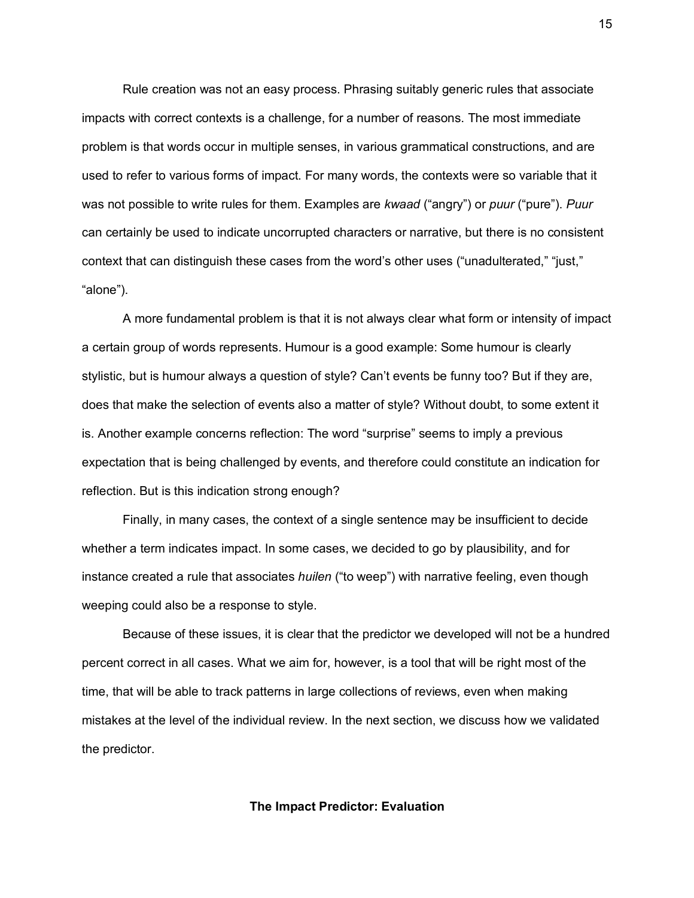Rule creation was not an easy process. Phrasing suitably generic rules that associate impacts with correct contexts is a challenge, for a number of reasons. The most immediate problem is that words occur in multiple senses, in various grammatical constructions, and are used to refer to various forms of impact. For many words, the contexts were so variable that it was not possible to write rules for them. Examples are *kwaad* ("angry") or *puur* ("pure"). *Puur* can certainly be used to indicate uncorrupted characters or narrative, but there is no consistent context that can distinguish these cases from the word's other uses ("unadulterated," "just," "alone").

A more fundamental problem is that it is not always clear what form or intensity of impact a certain group of words represents. Humour is a good example: Some humour is clearly stylistic, but is humour always a question of style? Can't events be funny too? But if they are, does that make the selection of events also a matter of style? Without doubt, to some extent it is. Another example concerns reflection: The word "surprise" seems to imply a previous expectation that is being challenged by events, and therefore could constitute an indication for reflection. But is this indication strong enough?

Finally, in many cases, the context of a single sentence may be insufficient to decide whether a term indicates impact. In some cases, we decided to go by plausibility, and for instance created a rule that associates *huilen* ("to weep") with narrative feeling, even though weeping could also be a response to style.

Because of these issues, it is clear that the predictor we developed will not be a hundred percent correct in all cases. What we aim for, however, is a tool that will be right most of the time, that will be able to track patterns in large collections of reviews, even when making mistakes at the level of the individual review. In the next section, we discuss how we validated the predictor.

## The Impact Predictor: Evaluation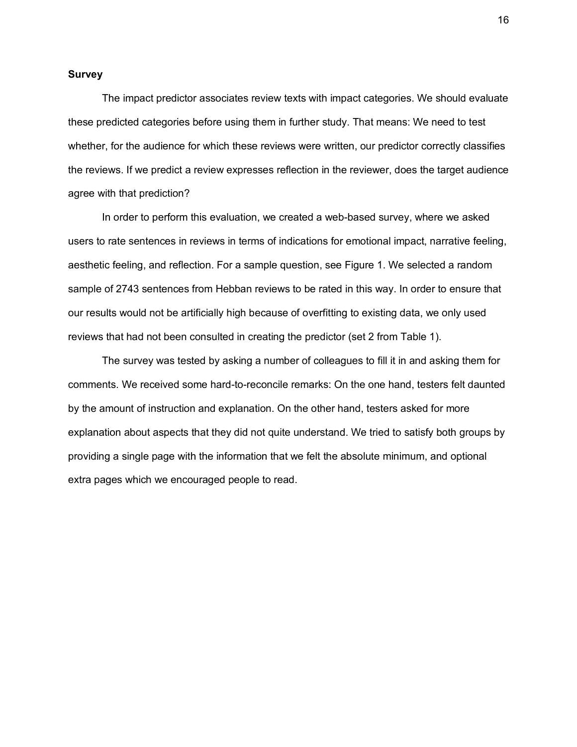## Survey

The impact predictor associates review texts with impact categories. We should evaluate these predicted categories before using them in further study. That means: We need to test whether, for the audience for which these reviews were written, our predictor correctly classifies the reviews. If we predict a review expresses reflection in the reviewer, does the target audience agree with that prediction?

In order to perform this evaluation, we created a web-based survey, where we asked users to rate sentences in reviews in terms of indications for emotional impact, narrative feeling, aesthetic feeling, and reflection. For a sample question, see Figure 1. We selected a random sample of 2743 sentences from Hebban reviews to be rated in this way. In order to ensure that our results would not be artificially high because of overfitting to existing data, we only used reviews that had not been consulted in creating the predictor (set 2 from Table 1).

The survey was tested by asking a number of colleagues to fill it in and asking them for comments. We received some hard-to-reconcile remarks: On the one hand, testers felt daunted by the amount of instruction and explanation. On the other hand, testers asked for more explanation about aspects that they did not quite understand. We tried to satisfy both groups by providing a single page with the information that we felt the absolute minimum, and optional extra pages which we encouraged people to read.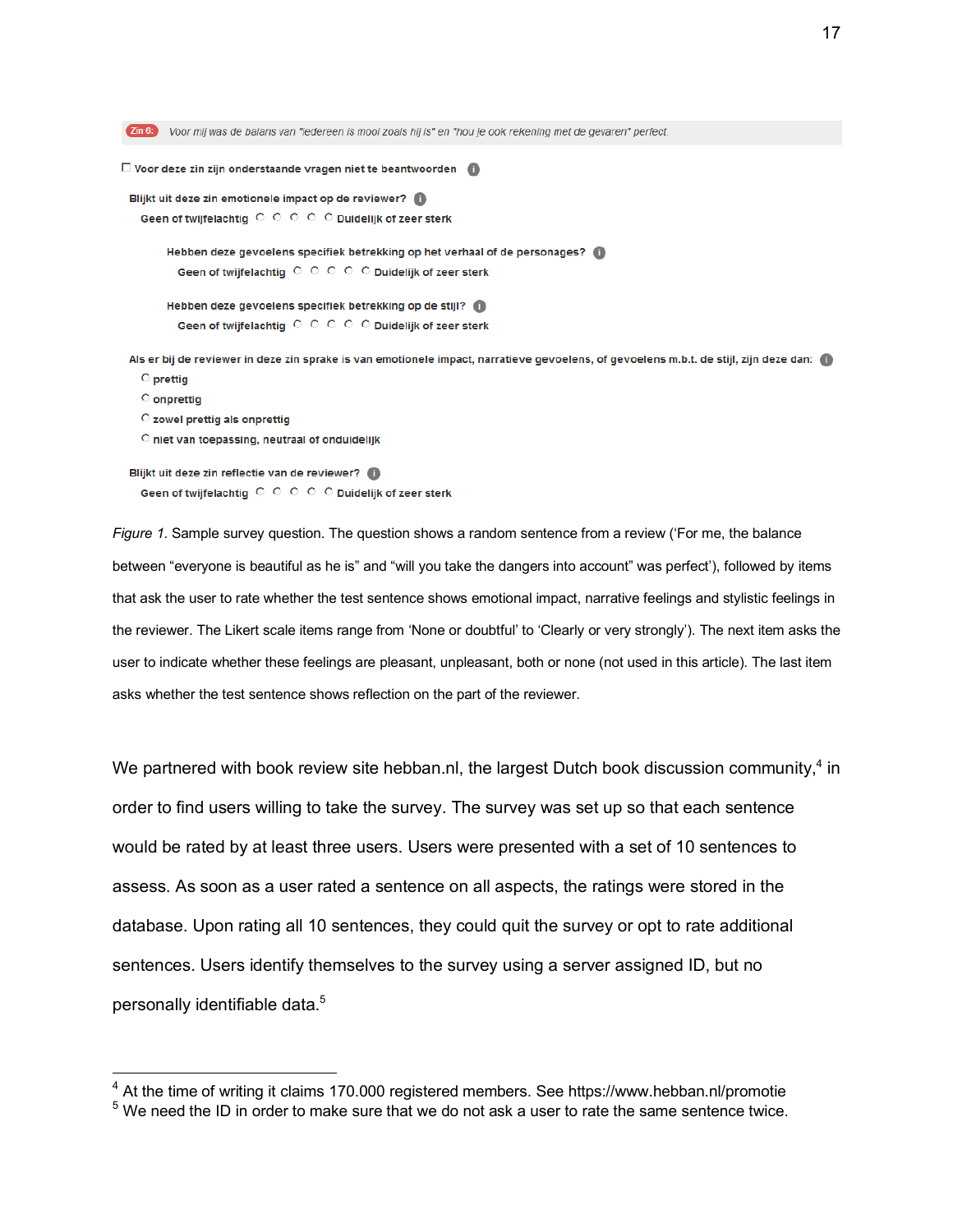Zin 6: *Voor mij was de balans van "iedereen is mooi zoals hij is" en "hou je ook rekening met de gevaren" perfect.*

☐ Voor deze zin zijn onderstaande vragen niet te beantwoorden

Blijkt uit deze zin emotionele impact op de reviewer?
Geen of twijfelachtig ○ ○ ○ ○ ○ Duidelijk of zeer sterk

Hebben deze gevoelens specifiek betrekking op het verhaal of de personages?
Geen of twijfelachtig ○ ○ ○ ○ ○ Duidelijk of zeer sterk

Hebben deze gevoelens specifiek betrekking op de stijl?
Geen of twijfelachtig ○ ○ ○ ○ ○ Duidelijk of zeer sterk

Als er bij de reviewer in deze zin sprake is van emotionele impact, narratieve gevoelens, of gevoelens m.b.t. de stijl, zijn deze dan:
○ prettig
○ onprettig
○ zowel prettig als onprettig
○ niet van toepassing, neutraal of onduidelijk

Blijkt uit deze zin reflectie van de reviewer?
Geen of twijfelachtig ○ ○ ○ ○ ○ Duidelijk of zeer sterk

*Figure 1*. Sample survey question. The question shows a random sentence from a review ('For me, the balance between "everyone is beautiful as he is" and "will you take the dangers into account" was perfect'), followed by items that ask the user to rate whether the test sentence shows emotional impact, narrative feelings and stylistic feelings in the reviewer. The Likert scale items range from 'None or doubtful' to 'Clearly or very strongly'). The next item asks the user to indicate whether these feelings are pleasant, unpleasant, both or none (not used in this article). The last item asks whether the test sentence shows reflection on the part of the reviewer.

We partnered with book review site hebban.nl, the largest Dutch book discussion community,[4] in order to find users willing to take the survey. The survey was set up so that each sentence would be rated by at least three users. Users were presented with a set of 10 sentences to assess. As soon as a user rated a sentence on all aspects, the ratings were stored in the database. Upon rating all 10 sentences, they could quit the survey or opt to rate additional sentences. Users identify themselves to the survey using a server assigned ID, but no personally identifiable data.[5]

---

[4] At the time of writing it claims 170.000 registered members. See https://www.hebban.nl/promotie

[5] We need the ID in order to make sure that we do not ask a user to rate the same sentence twice.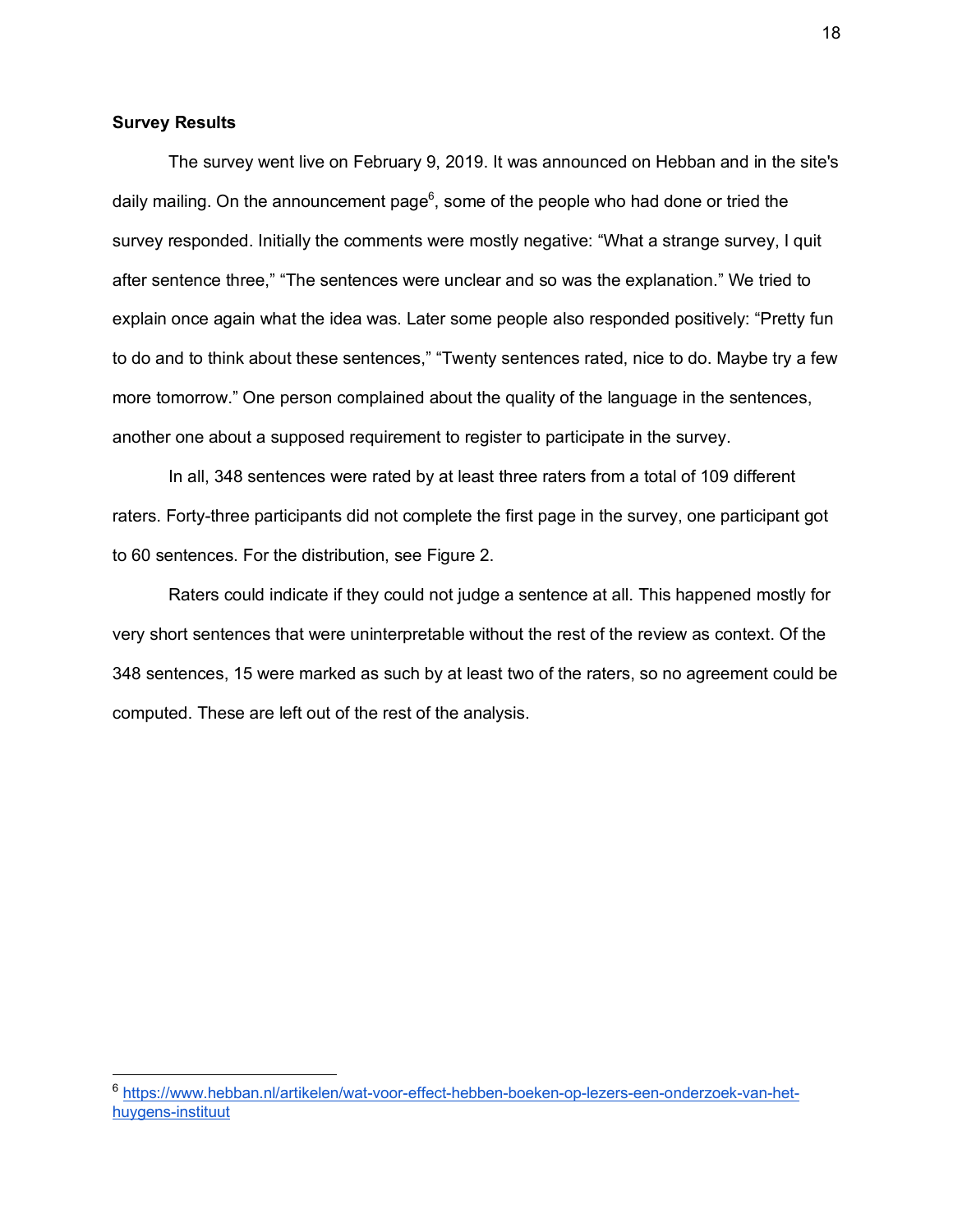### Survey Results

The survey went live on February 9, 2019. It was announced on Hebban and in the site's daily mailing. On the announcement page[6], some of the people who had done or tried the survey responded. Initially the comments were mostly negative: “What a strange survey, I quit after sentence three,” “The sentences were unclear and so was the explanation.” We tried to explain once again what the idea was. Later some people also responded positively: “Pretty fun to do and to think about these sentences,” “Twenty sentences rated, nice to do. Maybe try a few more tomorrow.” One person complained about the quality of the language in the sentences, another one about a supposed requirement to register to participate in the survey.

In all, 348 sentences were rated by at least three raters from a total of 109 different raters. Forty-three participants did not complete the first page in the survey, one participant got to 60 sentences. For the distribution, see Figure 2.

Raters could indicate if they could not judge a sentence at all. This happened mostly for very short sentences that were uninterpretable without the rest of the review as context. Of the 348 sentences, 15 were marked as such by at least two of the raters, so no agreement could be computed. These are left out of the rest of the analysis.

---

[6] https://www.hebban.nl/artikelen/wat-voor-effect-hebben-boeken-op-lezers-een-onderzoek-van-het-huygens-instituut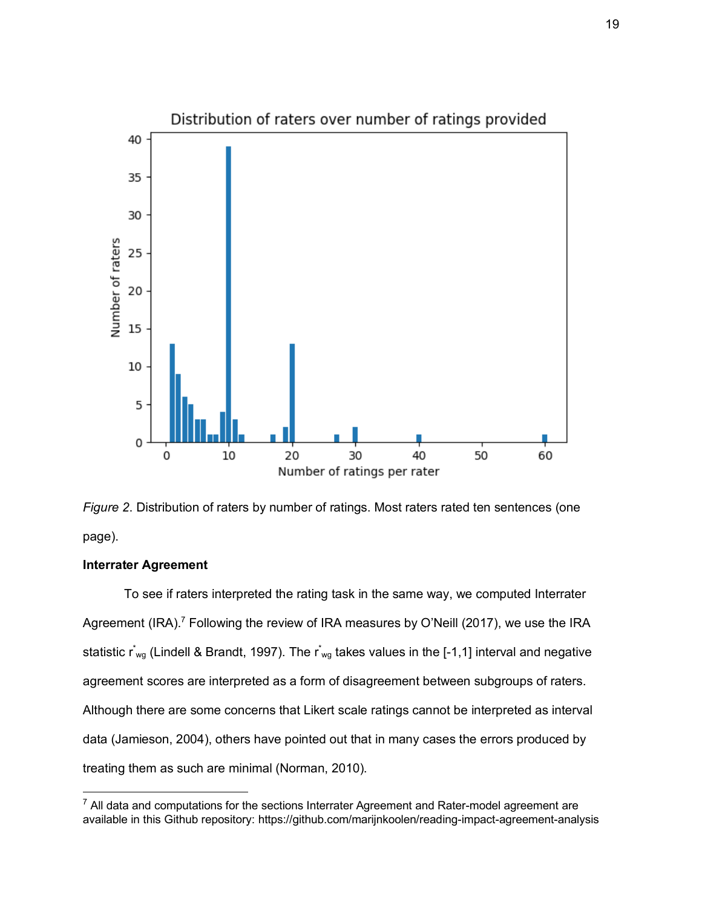*Figure 2*. Distribution of raters by number of ratings. Most raters rated ten sentences (one page).

**Interrater Agreement**

To see if raters interpreted the rating task in the same way, we computed Interrater Agreement (IRA).[7] Following the review of IRA measures by O'Neill (2017), we use the IRA statistic $r^*_{wg}$ (Lindell & Brandt, 1997). The $r^*_{wg}$ takes values in the [-1,1] interval and negative agreement scores are interpreted as a form of disagreement between subgroups of raters. Although there are some concerns that Likert scale ratings cannot be interpreted as interval data (Jamieson, 2004), others have pointed out that in many cases the errors produced by treating them as such are minimal (Norman, 2010).

[7] All data and computations for the sections Interrater Agreement and Rater-model agreement are available in this Github repository: https://github.com/marijnkoolen/reading-impact-agreement-analysis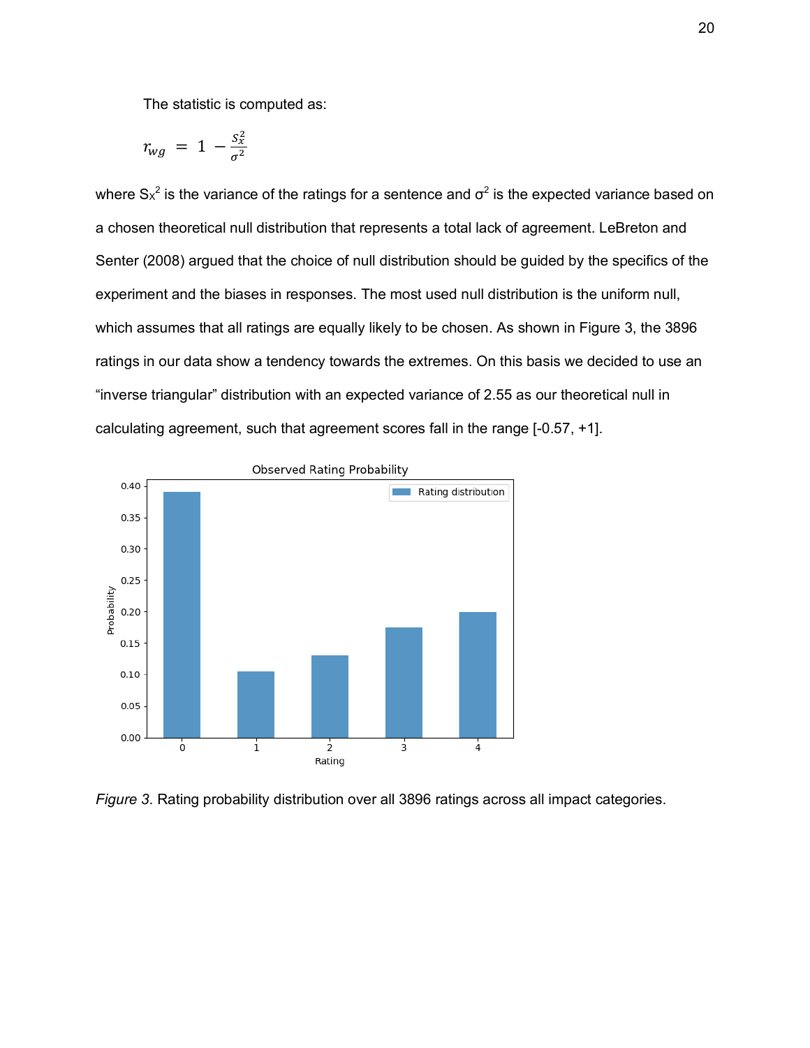The statistic is computed as:

$$r_{wg} = 1 - \frac{S_x^2}{\sigma^2}$$

where $S_x^2$ is the variance of the ratings for a sentence and $\sigma^2$ is the expected variance based on a chosen theoretical null distribution that represents a total lack of agreement. LeBreton and Senter (2008) argued that the choice of null distribution should be guided by the specifics of the experiment and the biases in responses. The most used null distribution is the uniform null, which assumes that all ratings are equally likely to be chosen. As shown in Figure 3, the 3896 ratings in our data show a tendency towards the extremes. On this basis we decided to use an "inverse triangular" distribution with an expected variance of 2.55 as our theoretical null in calculating agreement, such that agreement scores fall in the range [-0.57, +1].

*Figure 3*. Rating probability distribution over all 3896 ratings across all impact categories.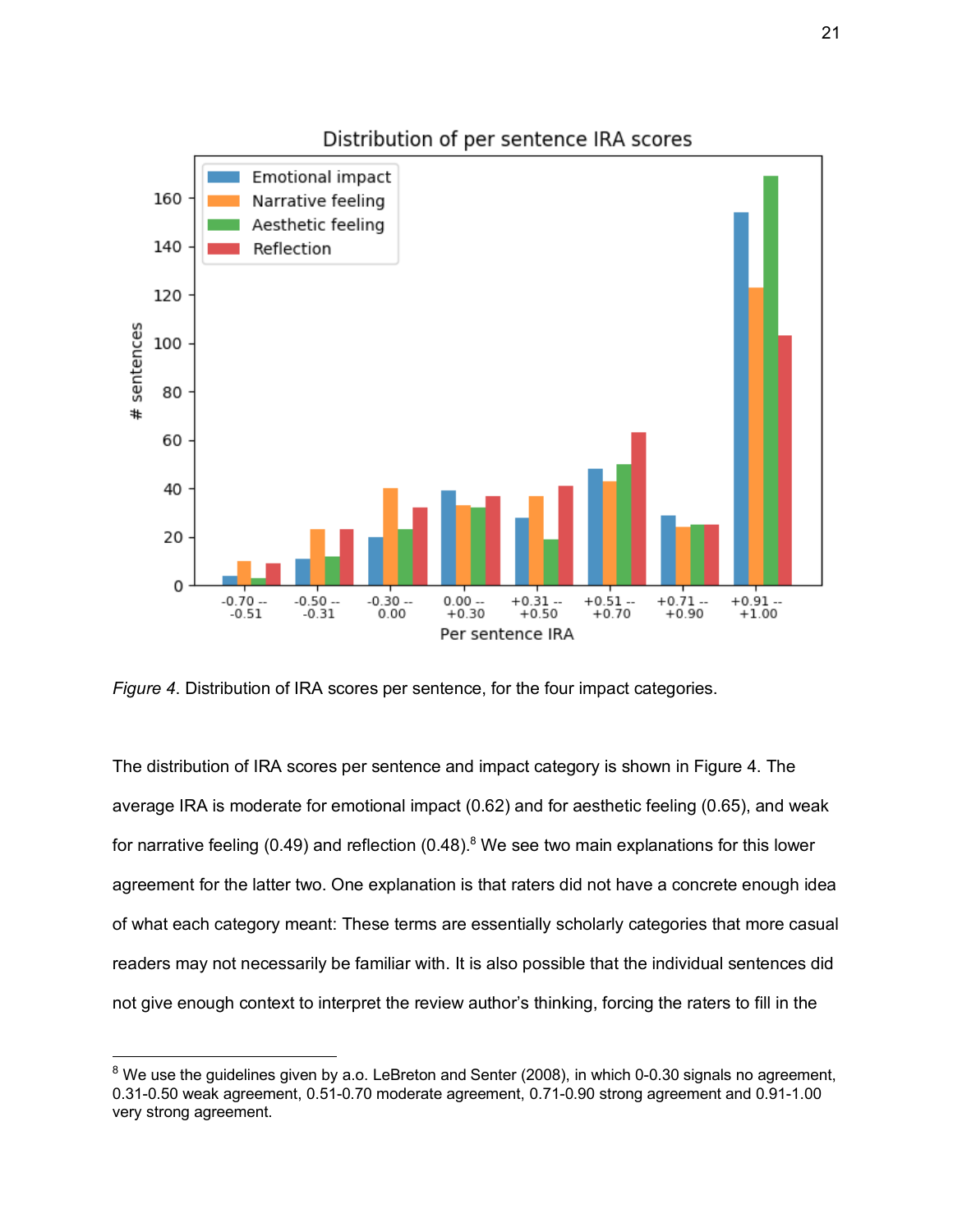*Figure 4*. Distribution of IRA scores per sentence, for the four impact categories.

The distribution of IRA scores per sentence and impact category is shown in Figure 4. The average IRA is moderate for emotional impact (0.62) and for aesthetic feeling (0.65), and weak for narrative feeling (0.49) and reflection (0.48).[8] We see two main explanations for this lower agreement for the latter two. One explanation is that raters did not have a concrete enough idea of what each category meant: These terms are essentially scholarly categories that more casual readers may not necessarily be familiar with. It is also possible that the individual sentences did not give enough context to interpret the review author's thinking, forcing the raters to fill in the

[8] We use the guidelines given by a.o. LeBreton and Senter (2008), in which 0-0.30 signals no agreement, 0.31-0.50 weak agreement, 0.51-0.70 moderate agreement, 0.71-0.90 strong agreement and 0.91-1.00 very strong agreement.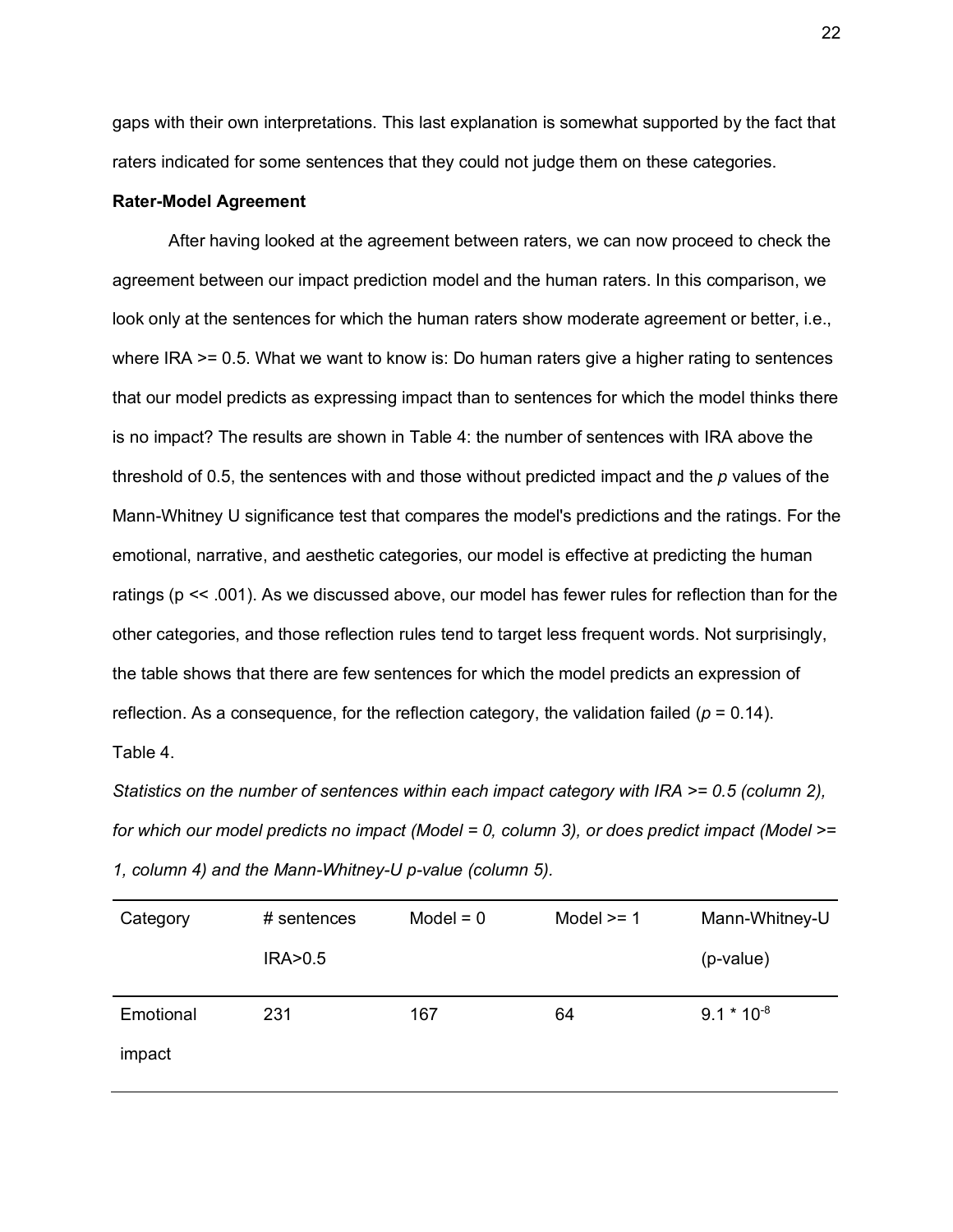gaps with their own interpretations. This last explanation is somewhat supported by the fact that raters indicated for some sentences that they could not judge them on these categories.

**Rater-Model Agreement**

After having looked at the agreement between raters, we can now proceed to check the agreement between our impact prediction model and the human raters. In this comparison, we look only at the sentences for which the human raters show moderate agreement or better, i.e., where IRA >= 0.5. What we want to know is: Do human raters give a higher rating to sentences that our model predicts as expressing impact than to sentences for which the model thinks there is no impact? The results are shown in Table 4: the number of sentences with IRA above the threshold of 0.5, the sentences with and those without predicted impact and the *p* values of the Mann-Whitney U significance test that compares the model's predictions and the ratings. For the emotional, narrative, and aesthetic categories, our model is effective at predicting the human ratings (p << .001). As we discussed above, our model has fewer rules for reflection than for the other categories, and those reflection rules tend to target less frequent words. Not surprisingly, the table shows that there are few sentences for which the model predicts an expression of reflection. As a consequence, for the reflection category, the validation failed ($p = 0.14$).

Table 4.

*Statistics on the number of sentences within each impact category with IRA >= 0.5 (column 2), for which our model predicts no impact (Model = 0, column 3), or does predict impact (Model >= 1, column 4) and the Mann-Whitney-U p-value (column 5).*

| Category | # sentences IRA>0.5 | Model = 0 | Model >= 1 | Mann-Whitney-U (p-value) |
|---|---|---|---|---|
| Emotional impact | 231 | 167 | 64 | $9.1 * 10^{-8}$ |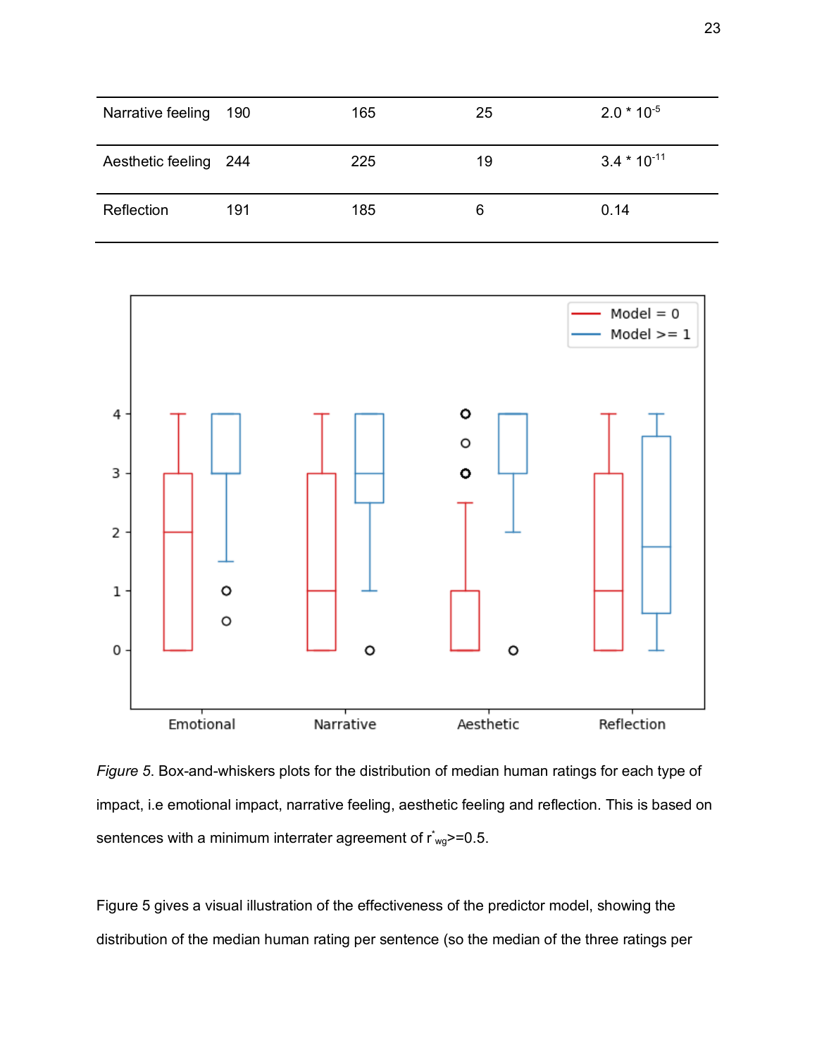| Narrative feeling | 190 | 165 | 25 | $2.0 * 10^{-5}$ |
|---|---|---|---|---|
| Aesthetic feeling | 244 | 225 | 19 | $3.4 * 10^{-11}$ |
| Reflection | 191 | 185 | 6 | 0.14 |

*Figure 5*. Box-and-whiskers plots for the distribution of median human ratings for each type of impact, i.e emotional impact, narrative feeling, aesthetic feeling and reflection. This is based on sentences with a minimum interrater agreement of $r^{*}_{wg}$>=0.5.

Figure 5 gives a visual illustration of the effectiveness of the predictor model, showing the distribution of the median human rating per sentence (so the median of the three ratings per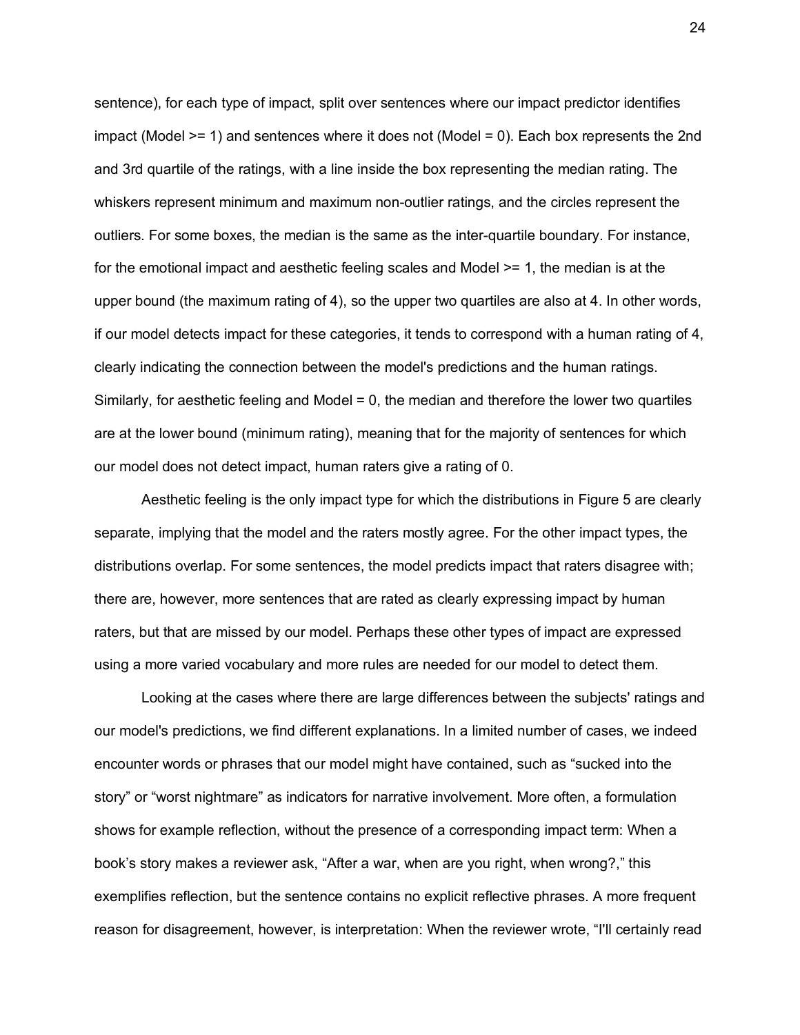sentence), for each type of impact, split over sentences where our impact predictor identifies impact (Model >= 1) and sentences where it does not (Model = 0). Each box represents the 2nd and 3rd quartile of the ratings, with a line inside the box representing the median rating. The whiskers represent minimum and maximum non-outlier ratings, and the circles represent the outliers. For some boxes, the median is the same as the inter-quartile boundary. For instance, for the emotional impact and aesthetic feeling scales and Model >= 1, the median is at the upper bound (the maximum rating of 4), so the upper two quartiles are also at 4. In other words, if our model detects impact for these categories, it tends to correspond with a human rating of 4, clearly indicating the connection between the model's predictions and the human ratings. Similarly, for aesthetic feeling and Model = 0, the median and therefore the lower two quartiles are at the lower bound (minimum rating), meaning that for the majority of sentences for which our model does not detect impact, human raters give a rating of 0.

Aesthetic feeling is the only impact type for which the distributions in Figure 5 are clearly separate, implying that the model and the raters mostly agree. For the other impact types, the distributions overlap. For some sentences, the model predicts impact that raters disagree with; there are, however, more sentences that are rated as clearly expressing impact by human raters, but that are missed by our model. Perhaps these other types of impact are expressed using a more varied vocabulary and more rules are needed for our model to detect them.

Looking at the cases where there are large differences between the subjects' ratings and our model's predictions, we find different explanations. In a limited number of cases, we indeed encounter words or phrases that our model might have contained, such as “sucked into the story” or “worst nightmare” as indicators for narrative involvement. More often, a formulation shows for example reflection, without the presence of a corresponding impact term: When a book’s story makes a reviewer ask, “After a war, when are you right, when wrong?,” this exemplifies reflection, but the sentence contains no explicit reflective phrases. A more frequent reason for disagreement, however, is interpretation: When the reviewer wrote, “I'll certainly read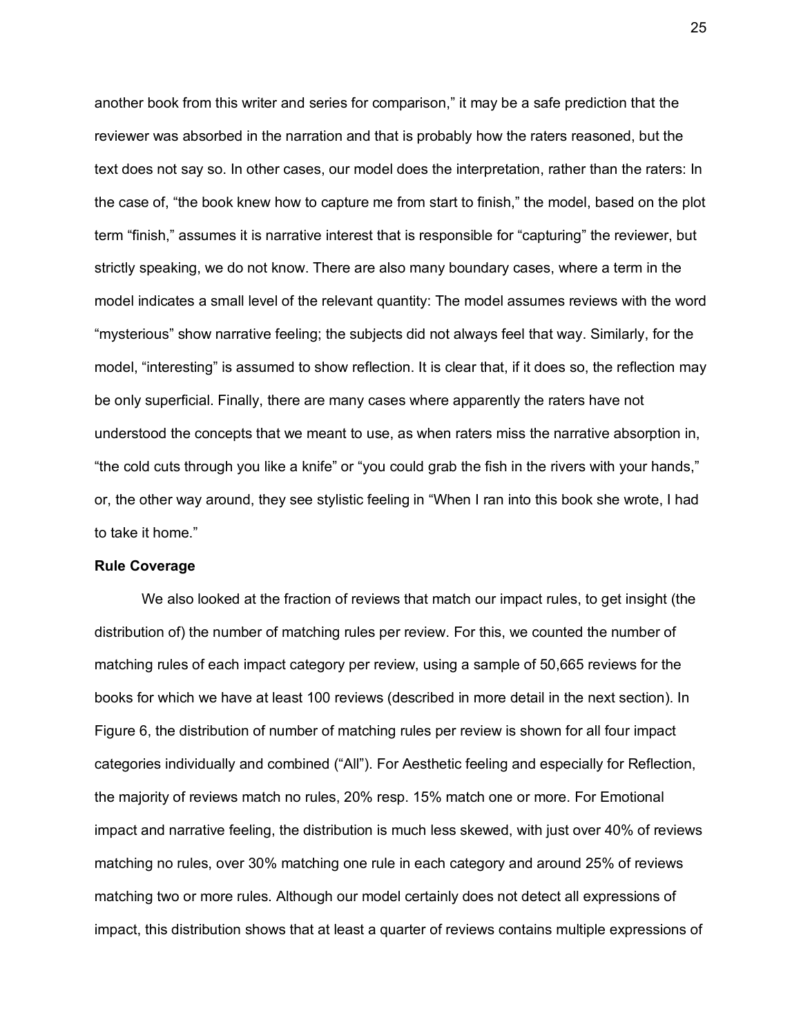another book from this writer and series for comparison," it may be a safe prediction that the reviewer was absorbed in the narration and that is probably how the raters reasoned, but the text does not say so. In other cases, our model does the interpretation, rather than the raters: In the case of, "the book knew how to capture me from start to finish," the model, based on the plot term "finish," assumes it is narrative interest that is responsible for "capturing" the reviewer, but strictly speaking, we do not know. There are also many boundary cases, where a term in the model indicates a small level of the relevant quantity: The model assumes reviews with the word "mysterious" show narrative feeling; the subjects did not always feel that way. Similarly, for the model, "interesting" is assumed to show reflection. It is clear that, if it does so, the reflection may be only superficial. Finally, there are many cases where apparently the raters have not understood the concepts that we meant to use, as when raters miss the narrative absorption in, "the cold cuts through you like a knife" or "you could grab the fish in the rivers with your hands," or, the other way around, they see stylistic feeling in "When I ran into this book she wrote, I had to take it home."

**Rule Coverage**

We also looked at the fraction of reviews that match our impact rules, to get insight (the distribution of) the number of matching rules per review. For this, we counted the number of matching rules of each impact category per review, using a sample of 50,665 reviews for the books for which we have at least 100 reviews (described in more detail in the next section). In Figure 6, the distribution of number of matching rules per review is shown for all four impact categories individually and combined ("All"). For Aesthetic feeling and especially for Reflection, the majority of reviews match no rules, 20% resp. 15% match one or more. For Emotional impact and narrative feeling, the distribution is much less skewed, with just over 40% of reviews matching no rules, over 30% matching one rule in each category and around 25% of reviews matching two or more rules. Although our model certainly does not detect all expressions of impact, this distribution shows that at least a quarter of reviews contains multiple expressions of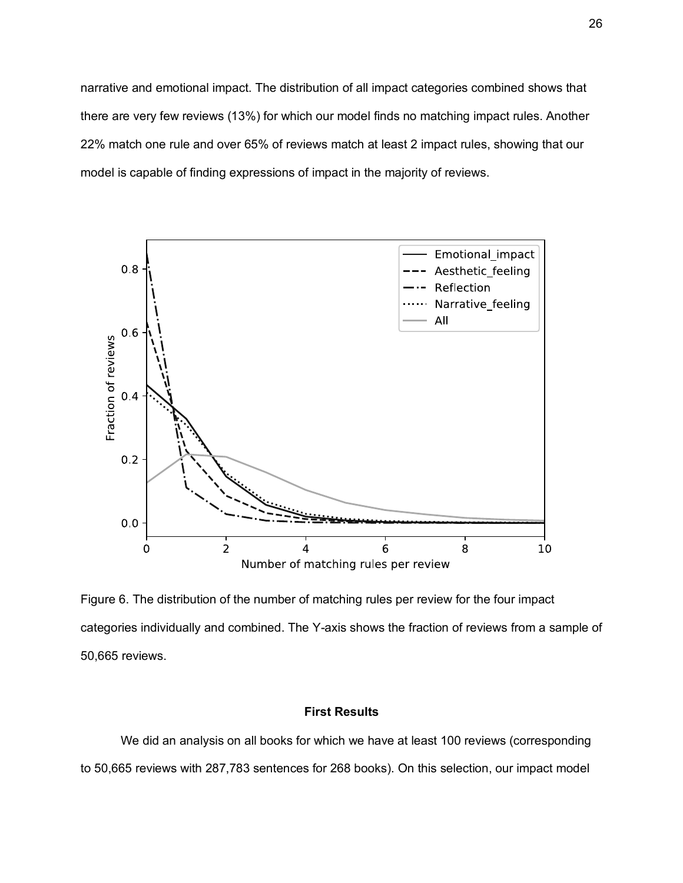narrative and emotional impact. The distribution of all impact categories combined shows that there are very few reviews (13%) for which our model finds no matching impact rules. Another 22% match one rule and over 65% of reviews match at least 2 impact rules, showing that our model is capable of finding expressions of impact in the majority of reviews.

Figure 6. The distribution of the number of matching rules per review for the four impact categories individually and combined. The Y-axis shows the fraction of reviews from a sample of 50,665 reviews.

## First Results

We did an analysis on all books for which we have at least 100 reviews (corresponding to 50,665 reviews with 287,783 sentences for 268 books). On this selection, our impact model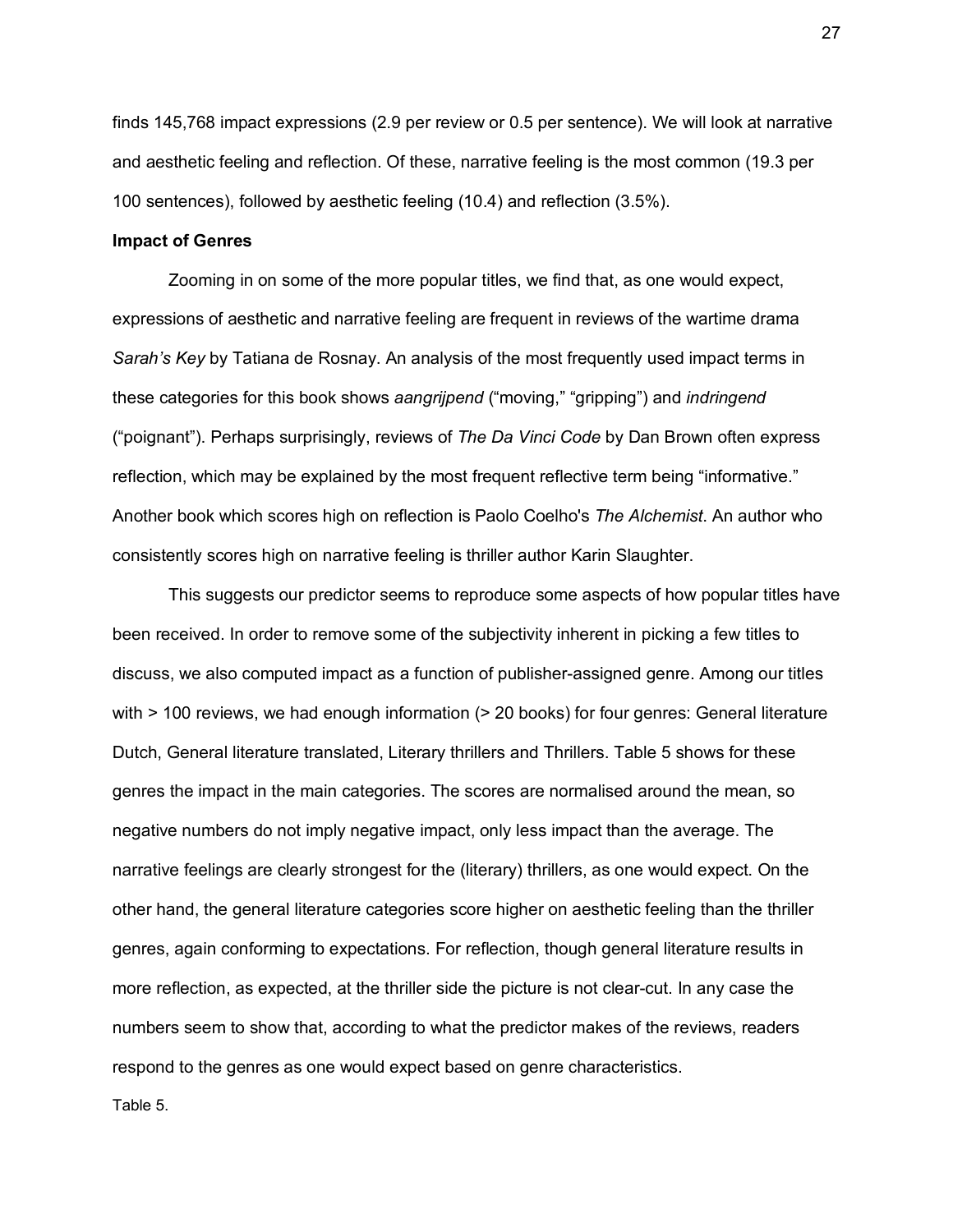finds 145,768 impact expressions (2.9 per review or 0.5 per sentence). We will look at narrative and aesthetic feeling and reflection. Of these, narrative feeling is the most common (19.3 per 100 sentences), followed by aesthetic feeling (10.4) and reflection (3.5%).

**Impact of Genres**

Zooming in on some of the more popular titles, we find that, as one would expect, expressions of aesthetic and narrative feeling are frequent in reviews of the wartime drama *Sarah's Key* by Tatiana de Rosnay. An analysis of the most frequently used impact terms in these categories for this book shows *aangrijpend* ("moving," "gripping") and *indringend* ("poignant"). Perhaps surprisingly, reviews of *The Da Vinci Code* by Dan Brown often express reflection, which may be explained by the most frequent reflective term being "informative." Another book which scores high on reflection is Paolo Coelho's *The Alchemist*. An author who consistently scores high on narrative feeling is thriller author Karin Slaughter.

This suggests our predictor seems to reproduce some aspects of how popular titles have been received. In order to remove some of the subjectivity inherent in picking a few titles to discuss, we also computed impact as a function of publisher-assigned genre. Among our titles with > 100 reviews, we had enough information (> 20 books) for four genres: General literature Dutch, General literature translated, Literary thrillers and Thrillers. Table 5 shows for these genres the impact in the main categories. The scores are normalised around the mean, so negative numbers do not imply negative impact, only less impact than the average. The narrative feelings are clearly strongest for the (literary) thrillers, as one would expect. On the other hand, the general literature categories score higher on aesthetic feeling than the thriller genres, again conforming to expectations. For reflection, though general literature results in more reflection, as expected, at the thriller side the picture is not clear-cut. In any case the numbers seem to show that, according to what the predictor makes of the reviews, readers respond to the genres as one would expect based on genre characteristics.

Table 5.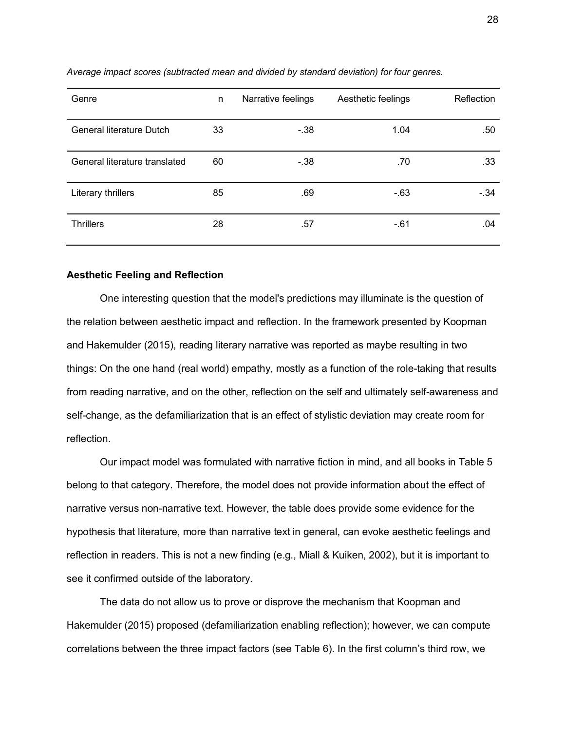*Average impact scores (subtracted mean and divided by standard deviation) for four genres.*

| Genre | n | Narrative feelings | Aesthetic feelings | Reflection |
|---|---|---|---|---|
| General literature Dutch | 33 | -.38 | 1.04 | .50 |
| General literature translated | 60 | -.38 | .70 | .33 |
| Literary thrillers | 85 | .69 | -.63 | -.34 |
| Thrillers | 28 | .57 | -.61 | .04 |

### Aesthetic Feeling and Reflection

One interesting question that the model's predictions may illuminate is the question of the relation between aesthetic impact and reflection. In the framework presented by Koopman and Hakemulder (2015), reading literary narrative was reported as maybe resulting in two things: On the one hand (real world) empathy, mostly as a function of the role-taking that results from reading narrative, and on the other, reflection on the self and ultimately self-awareness and self-change, as the defamiliarization that is an effect of stylistic deviation may create room for reflection.

Our impact model was formulated with narrative fiction in mind, and all books in Table 5 belong to that category. Therefore, the model does not provide information about the effect of narrative versus non-narrative text. However, the table does provide some evidence for the hypothesis that literature, more than narrative text in general, can evoke aesthetic feelings and reflection in readers. This is not a new finding (e.g., Miall & Kuiken, 2002), but it is important to see it confirmed outside of the laboratory.

The data do not allow us to prove or disprove the mechanism that Koopman and Hakemulder (2015) proposed (defamiliarization enabling reflection); however, we can compute correlations between the three impact factors (see Table 6). In the first column's third row, we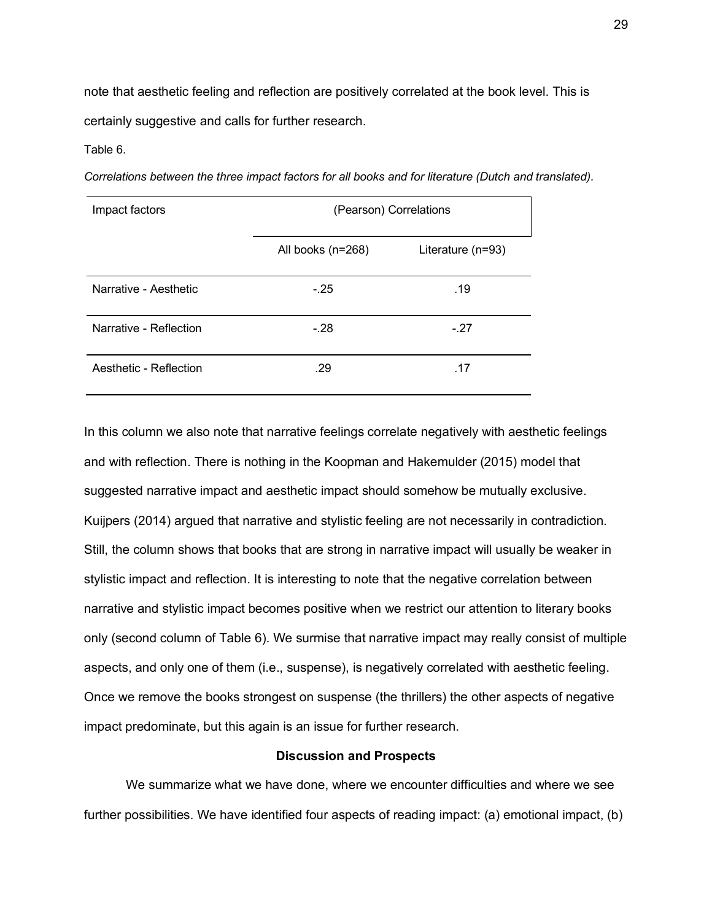note that aesthetic feeling and reflection are positively correlated at the book level. This is certainly suggestive and calls for further research.

Table 6.

*Correlations between the three impact factors for all books and for literature (Dutch and translated).*

| Impact factors | (Pearson) Correlations | |
|---|---|---|
| | All books (n=268) | Literature (n=93) |
| Narrative - Aesthetic | -.25 | .19 |
| Narrative - Reflection | -.28 | -.27 |
| Aesthetic - Reflection | .29 | .17 |

In this column we also note that narrative feelings correlate negatively with aesthetic feelings and with reflection. There is nothing in the Koopman and Hakemulder (2015) model that suggested narrative impact and aesthetic impact should somehow be mutually exclusive. Kuijpers (2014) argued that narrative and stylistic feeling are not necessarily in contradiction. Still, the column shows that books that are strong in narrative impact will usually be weaker in stylistic impact and reflection. It is interesting to note that the negative correlation between narrative and stylistic impact becomes positive when we restrict our attention to literary books only (second column of Table 6). We surmise that narrative impact may really consist of multiple aspects, and only one of them (i.e., suspense), is negatively correlated with aesthetic feeling. Once we remove the books strongest on suspense (the thrillers) the other aspects of negative impact predominate, but this again is an issue for further research.

## Discussion and Prospects

We summarize what we have done, where we encounter difficulties and where we see further possibilities. We have identified four aspects of reading impact: (a) emotional impact, (b)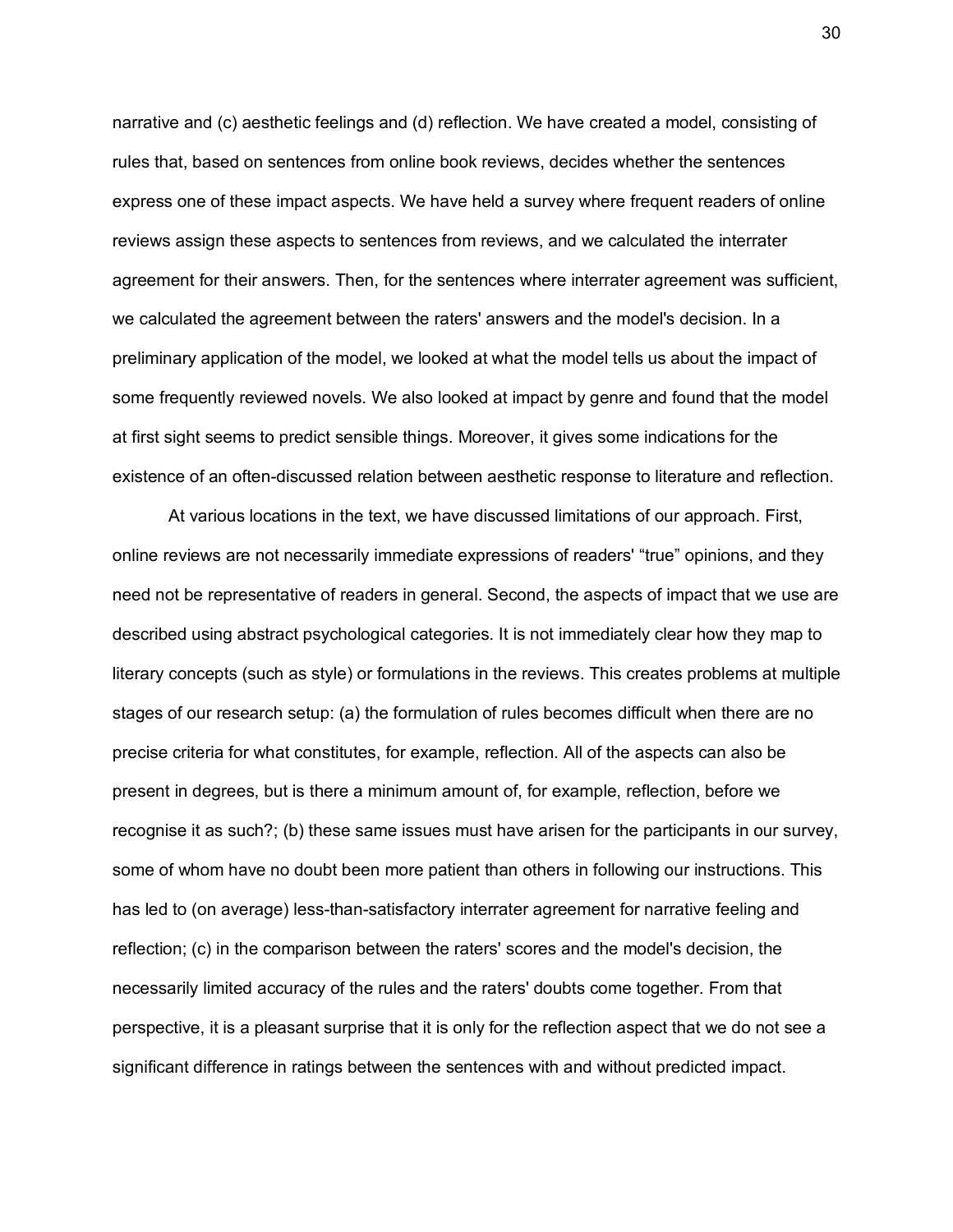narrative and (c) aesthetic feelings and (d) reflection. We have created a model, consisting of rules that, based on sentences from online book reviews, decides whether the sentences express one of these impact aspects. We have held a survey where frequent readers of online reviews assign these aspects to sentences from reviews, and we calculated the interrater agreement for their answers. Then, for the sentences where interrater agreement was sufficient, we calculated the agreement between the raters' answers and the model's decision. In a preliminary application of the model, we looked at what the model tells us about the impact of some frequently reviewed novels. We also looked at impact by genre and found that the model at first sight seems to predict sensible things. Moreover, it gives some indications for the existence of an often-discussed relation between aesthetic response to literature and reflection.

At various locations in the text, we have discussed limitations of our approach. First, online reviews are not necessarily immediate expressions of readers' “true” opinions, and they need not be representative of readers in general. Second, the aspects of impact that we use are described using abstract psychological categories. It is not immediately clear how they map to literary concepts (such as style) or formulations in the reviews. This creates problems at multiple stages of our research setup: (a) the formulation of rules becomes difficult when there are no precise criteria for what constitutes, for example, reflection. All of the aspects can also be present in degrees, but is there a minimum amount of, for example, reflection, before we recognise it as such?; (b) these same issues must have arisen for the participants in our survey, some of whom have no doubt been more patient than others in following our instructions. This has led to (on average) less-than-satisfactory interrater agreement for narrative feeling and reflection; (c) in the comparison between the raters' scores and the model's decision, the necessarily limited accuracy of the rules and the raters' doubts come together. From that perspective, it is a pleasant surprise that it is only for the reflection aspect that we do not see a significant difference in ratings between the sentences with and without predicted impact.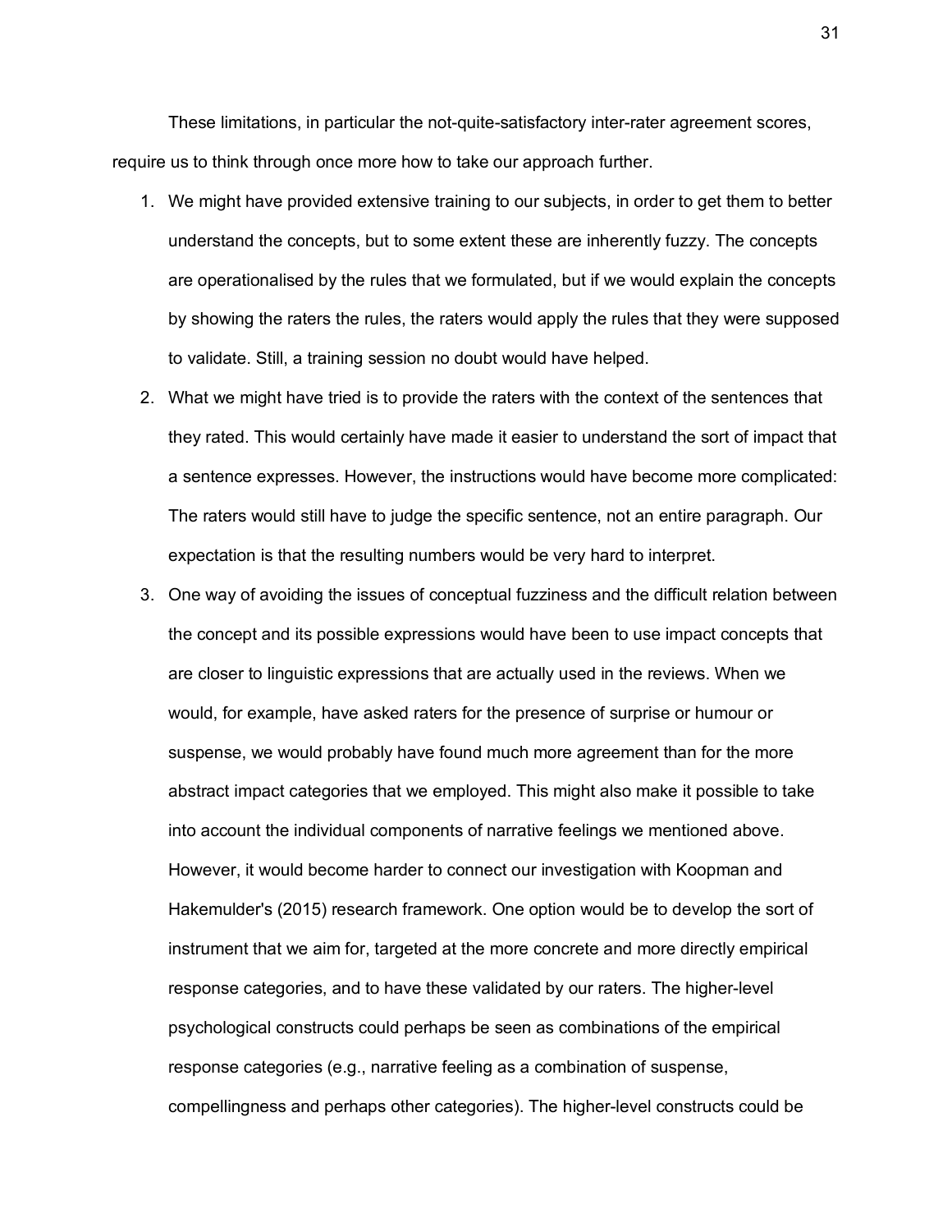These limitations, in particular the not-quite-satisfactory inter-rater agreement scores, require us to think through once more how to take our approach further.

1. We might have provided extensive training to our subjects, in order to get them to better understand the concepts, but to some extent these are inherently fuzzy. The concepts are operationalised by the rules that we formulated, but if we would explain the concepts by showing the raters the rules, the raters would apply the rules that they were supposed to validate. Still, a training session no doubt would have helped.
2. What we might have tried is to provide the raters with the context of the sentences that they rated. This would certainly have made it easier to understand the sort of impact that a sentence expresses. However, the instructions would have become more complicated: The raters would still have to judge the specific sentence, not an entire paragraph. Our expectation is that the resulting numbers would be very hard to interpret.
3. One way of avoiding the issues of conceptual fuzziness and the difficult relation between the concept and its possible expressions would have been to use impact concepts that are closer to linguistic expressions that are actually used in the reviews. When we would, for example, have asked raters for the presence of surprise or humour or suspense, we would probably have found much more agreement than for the more abstract impact categories that we employed. This might also make it possible to take into account the individual components of narrative feelings we mentioned above. However, it would become harder to connect our investigation with Koopman and Hakemulder's (2015) research framework. One option would be to develop the sort of instrument that we aim for, targeted at the more concrete and more directly empirical response categories, and to have these validated by our raters. The higher-level psychological constructs could perhaps be seen as combinations of the empirical response categories (e.g., narrative feeling as a combination of suspense, compellingness and perhaps other categories). The higher-level constructs could be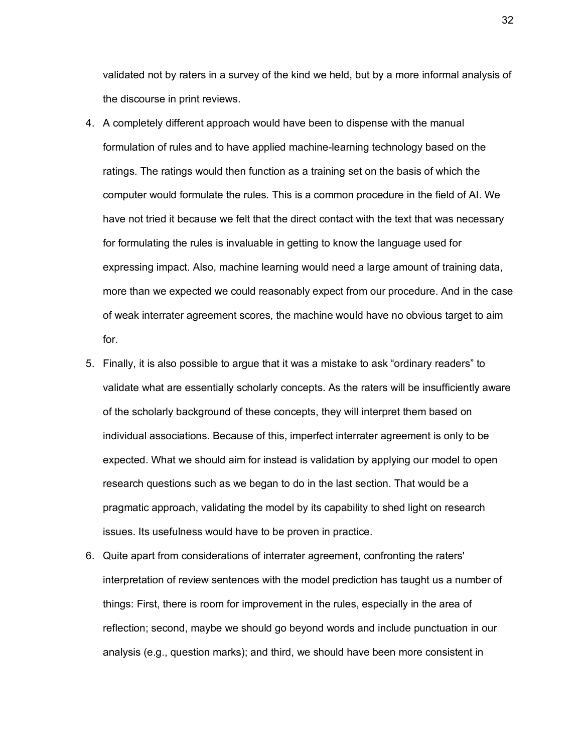validated not by raters in a survey of the kind we held, but by a more informal analysis of the discourse in print reviews.

4. A completely different approach would have been to dispense with the manual formulation of rules and to have applied machine-learning technology based on the ratings. The ratings would then function as a training set on the basis of which the computer would formulate the rules. This is a common procedure in the field of AI. We have not tried it because we felt that the direct contact with the text that was necessary for formulating the rules is invaluable in getting to know the language used for expressing impact. Also, machine learning would need a large amount of training data, more than we expected we could reasonably expect from our procedure. And in the case of weak interrater agreement scores, the machine would have no obvious target to aim for.
5. Finally, it is also possible to argue that it was a mistake to ask "ordinary readers" to validate what are essentially scholarly concepts. As the raters will be insufficiently aware of the scholarly background of these concepts, they will interpret them based on individual associations. Because of this, imperfect interrater agreement is only to be expected. What we should aim for instead is validation by applying our model to open research questions such as we began to do in the last section. That would be a pragmatic approach, validating the model by its capability to shed light on research issues. Its usefulness would have to be proven in practice.
6. Quite apart from considerations of interrater agreement, confronting the raters' interpretation of review sentences with the model prediction has taught us a number of things: First, there is room for improvement in the rules, especially in the area of reflection; second, maybe we should go beyond words and include punctuation in our analysis (e.g., question marks); and third, we should have been more consistent in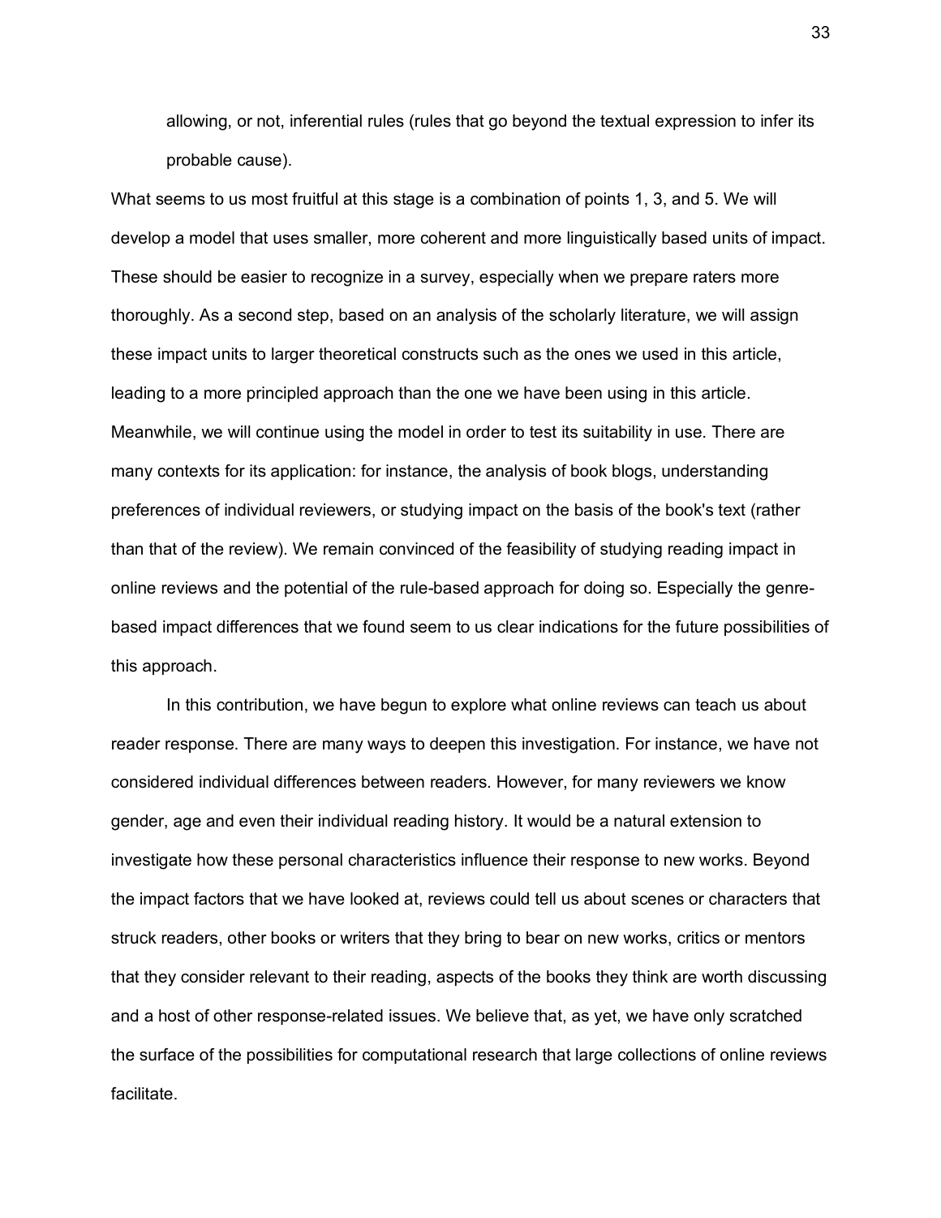allowing, or not, inferential rules (rules that go beyond the textual expression to infer its probable cause).

What seems to us most fruitful at this stage is a combination of points 1, 3, and 5. We will develop a model that uses smaller, more coherent and more linguistically based units of impact. These should be easier to recognize in a survey, especially when we prepare raters more thoroughly. As a second step, based on an analysis of the scholarly literature, we will assign these impact units to larger theoretical constructs such as the ones we used in this article, leading to a more principled approach than the one we have been using in this article. Meanwhile, we will continue using the model in order to test its suitability in use. There are many contexts for its application: for instance, the analysis of book blogs, understanding preferences of individual reviewers, or studying impact on the basis of the book's text (rather than that of the review). We remain convinced of the feasibility of studying reading impact in online reviews and the potential of the rule-based approach for doing so. Especially the genre-based impact differences that we found seem to us clear indications for the future possibilities of this approach.

In this contribution, we have begun to explore what online reviews can teach us about reader response. There are many ways to deepen this investigation. For instance, we have not considered individual differences between readers. However, for many reviewers we know gender, age and even their individual reading history. It would be a natural extension to investigate how these personal characteristics influence their response to new works. Beyond the impact factors that we have looked at, reviews could tell us about scenes or characters that struck readers, other books or writers that they bring to bear on new works, critics or mentors that they consider relevant to their reading, aspects of the books they think are worth discussing and a host of other response-related issues. We believe that, as yet, we have only scratched the surface of the possibilities for computational research that large collections of online reviews facilitate.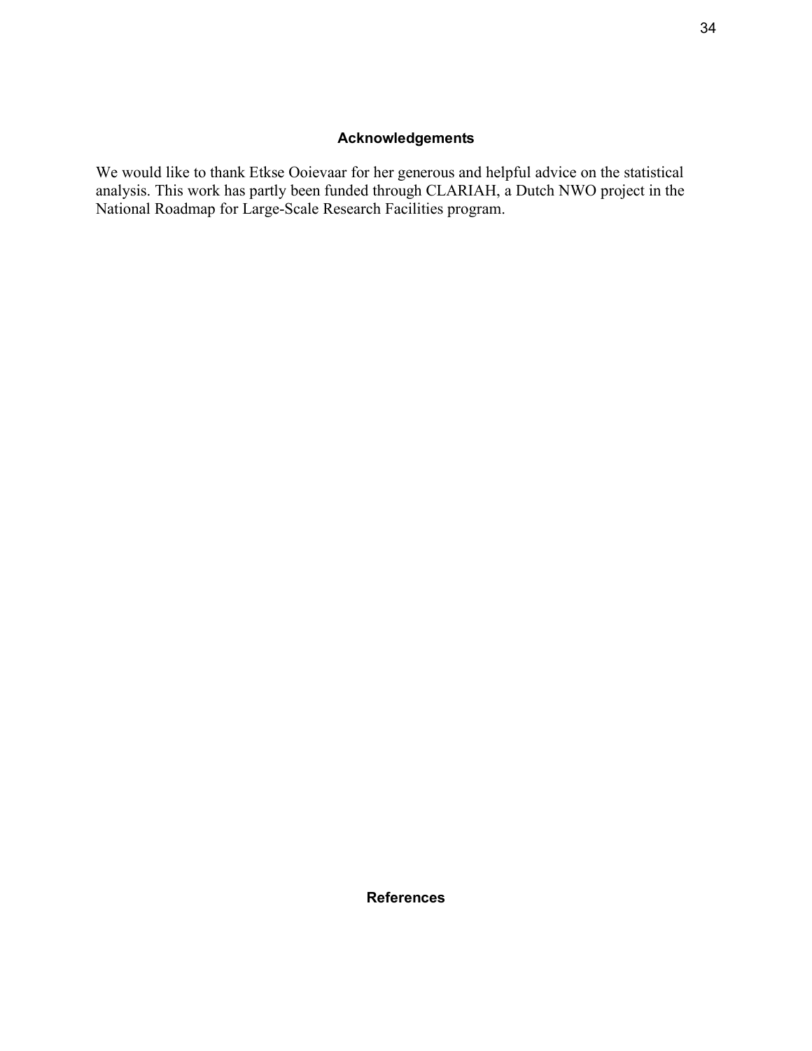## Acknowledgements

We would like to thank Etkse Ooievaar for her generous and helpful advice on the statistical analysis. This work has partly been funded through CLARIAH, a Dutch NWO project in the National Roadmap for Large-Scale Research Facilities program.

## References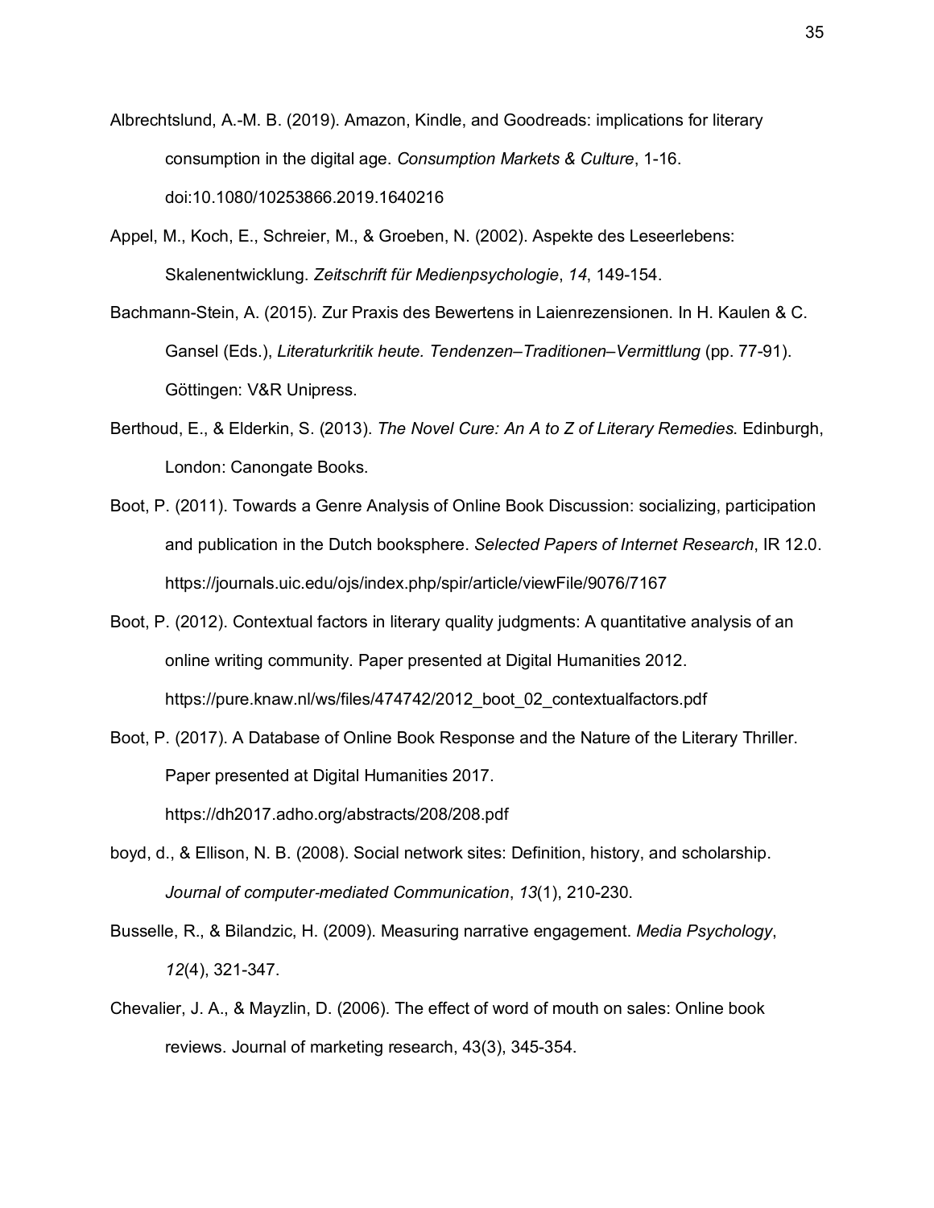Albrechtslund, A.-M. B. (2019). Amazon, Kindle, and Goodreads: implications for literary consumption in the digital age. *Consumption Markets & Culture*, 1-16. doi:10.1080/10253866.2019.1640216

Appel, M., Koch, E., Schreier, M., & Groeben, N. (2002). Aspekte des Leseerlebens: Skalenentwicklung. *Zeitschrift für Medienpsychologie*, *14*, 149-154.

Bachmann-Stein, A. (2015). Zur Praxis des Bewertens in Laienrezensionen. In H. Kaulen & C. Gansel (Eds.), *Literaturkritik heute. Tendenzen–Traditionen–Vermittlung* (pp. 77-91). Göttingen: V&R Unipress.

Berthoud, E., & Elderkin, S. (2013). *The Novel Cure: An A to Z of Literary Remedies*. Edinburgh, London: Canongate Books.

Boot, P. (2011). Towards a Genre Analysis of Online Book Discussion: socializing, participation and publication in the Dutch booksphere. *Selected Papers of Internet Research*, IR 12.0. https://journals.uic.edu/ojs/index.php/spir/article/viewFile/9076/7167

Boot, P. (2012). Contextual factors in literary quality judgments: A quantitative analysis of an online writing community. Paper presented at Digital Humanities 2012. https://pure.knaw.nl/ws/files/474742/2012_boot_02_contextualfactors.pdf

Boot, P. (2017). A Database of Online Book Response and the Nature of the Literary Thriller. Paper presented at Digital Humanities 2017. https://dh2017.adho.org/abstracts/208/208.pdf

boyd, d., & Ellison, N. B. (2008). Social network sites: Definition, history, and scholarship. *Journal of computer-mediated Communication*, *13*(1), 210-230.

Busselle, R., & Bilandzic, H. (2009). Measuring narrative engagement. *Media Psychology*, *12*(4), 321-347.

Chevalier, J. A., & Mayzlin, D. (2006). The effect of word of mouth on sales: Online book reviews. Journal of marketing research, 43(3), 345-354.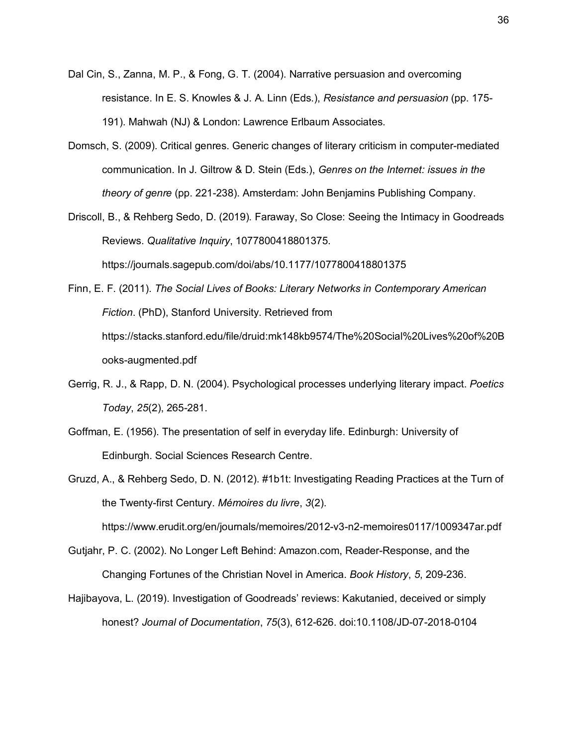Dal Cin, S., Zanna, M. P., & Fong, G. T. (2004). Narrative persuasion and overcoming resistance. In E. S. Knowles & J. A. Linn (Eds.), *Resistance and persuasion* (pp. 175-191). Mahwah (NJ) & London: Lawrence Erlbaum Associates.

Domsch, S. (2009). Critical genres. Generic changes of literary criticism in computer-mediated communication. In J. Giltrow & D. Stein (Eds.), *Genres on the Internet: issues in the theory of genre* (pp. 221-238). Amsterdam: John Benjamins Publishing Company.

Driscoll, B., & Rehberg Sedo, D. (2019). Faraway, So Close: Seeing the Intimacy in Goodreads Reviews. *Qualitative Inquiry*, 1077800418801375. https://journals.sagepub.com/doi/abs/10.1177/1077800418801375

Finn, E. F. (2011). *The Social Lives of Books: Literary Networks in Contemporary American Fiction*. (PhD), Stanford University. Retrieved from https://stacks.stanford.edu/file/druid:mk148kb9574/The%20Social%20Lives%20of%20Books-augmented.pdf

Gerrig, R. J., & Rapp, D. N. (2004). Psychological processes underlying literary impact. *Poetics Today*, *25*(2), 265-281.

Goffman, E. (1956). The presentation of self in everyday life. Edinburgh: University of Edinburgh. Social Sciences Research Centre.

Gruzd, A., & Rehberg Sedo, D. N. (2012). #1b1t: Investigating Reading Practices at the Turn of the Twenty-first Century. *Mémoires du livre*, *3*(2). https://www.erudit.org/en/journals/memoires/2012-v3-n2-memoires0117/1009347ar.pdf

Gutjahr, P. C. (2002). No Longer Left Behind: Amazon.com, Reader-Response, and the Changing Fortunes of the Christian Novel in America. *Book History*, *5*, 209-236.

Hajibayova, L. (2019). Investigation of Goodreads' reviews: Kakutanied, deceived or simply honest? *Journal of Documentation*, *75*(3), 612-626. doi:10.1108/JD-07-2018-0104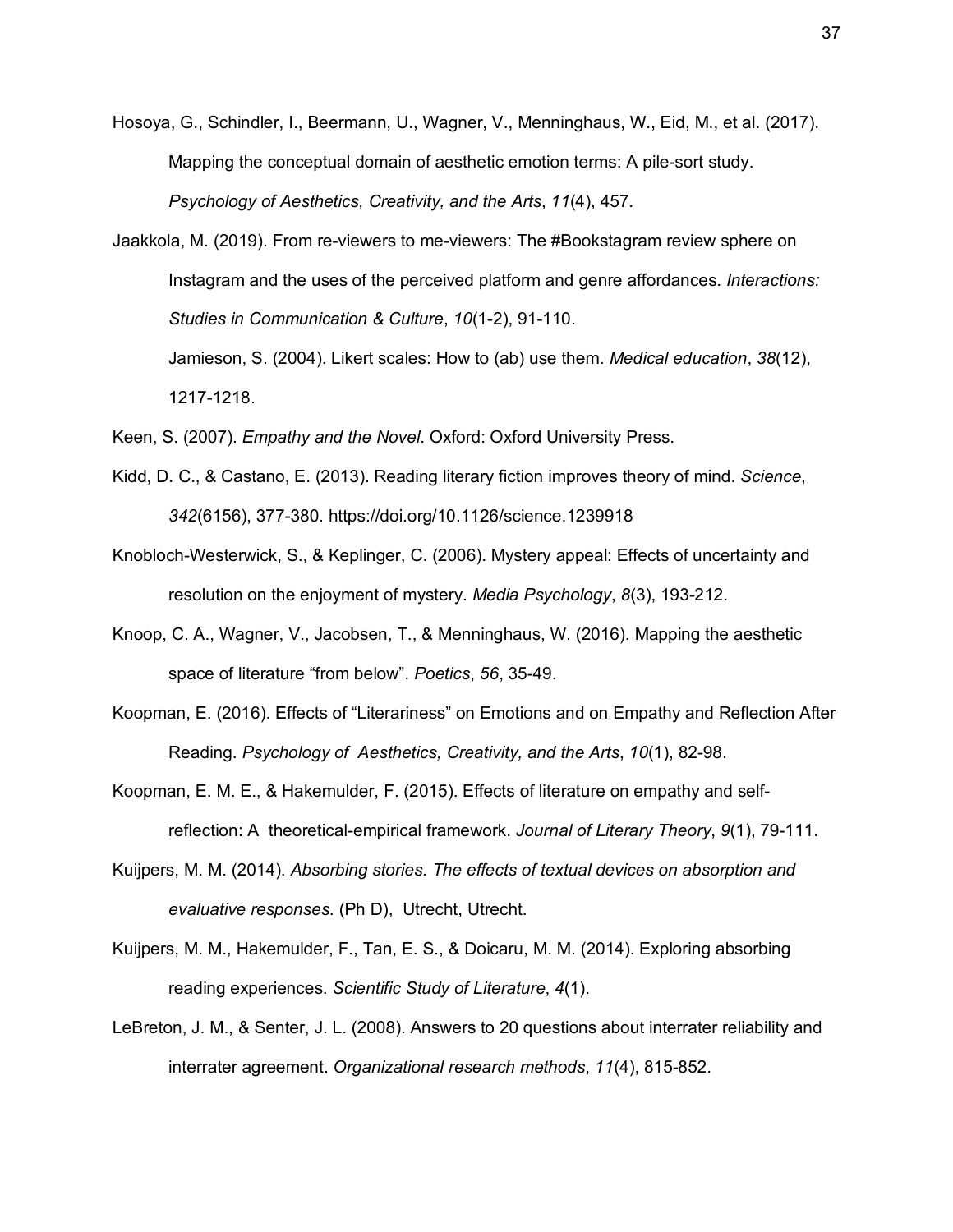Hosoya, G., Schindler, I., Beermann, U., Wagner, V., Menninghaus, W., Eid, M., et al. (2017). Mapping the conceptual domain of aesthetic emotion terms: A pile-sort study. *Psychology of Aesthetics, Creativity, and the Arts*, *11*(4), 457.

Jaakkola, M. (2019). From re-viewers to me-viewers: The #Bookstagram review sphere on Instagram and the uses of the perceived platform and genre affordances. *Interactions: Studies in Communication & Culture*, *10*(1-2), 91-110.

Jamieson, S. (2004). Likert scales: How to (ab) use them. *Medical education*, *38*(12), 1217-1218.

Keen, S. (2007). *Empathy and the Novel*. Oxford: Oxford University Press.

Kidd, D. C., & Castano, E. (2013). Reading literary fiction improves theory of mind. *Science*, *342*(6156), 377-380. https://doi.org/10.1126/science.1239918

Knobloch-Westerwick, S., & Keplinger, C. (2006). Mystery appeal: Effects of uncertainty and resolution on the enjoyment of mystery. *Media Psychology*, *8*(3), 193-212.

Knoop, C. A., Wagner, V., Jacobsen, T., & Menninghaus, W. (2016). Mapping the aesthetic space of literature "from below". *Poetics*, *56*, 35-49.

Koopman, E. (2016). Effects of "Literariness" on Emotions and on Empathy and Reflection After Reading. *Psychology of Aesthetics, Creativity, and the Arts*, *10*(1), 82-98.

Koopman, E. M. E., & Hakemulder, F. (2015). Effects of literature on empathy and self-reflection: A theoretical-empirical framework. *Journal of Literary Theory*, *9*(1), 79-111.

Kuijpers, M. M. (2014). *Absorbing stories. The effects of textual devices on absorption and evaluative responses*. (Ph D), Utrecht, Utrecht.

Kuijpers, M. M., Hakemulder, F., Tan, E. S., & Doicaru, M. M. (2014). Exploring absorbing reading experiences. *Scientific Study of Literature*, *4*(1).

LeBreton, J. M., & Senter, J. L. (2008). Answers to 20 questions about interrater reliability and interrater agreement. *Organizational research methods*, *11*(4), 815-852.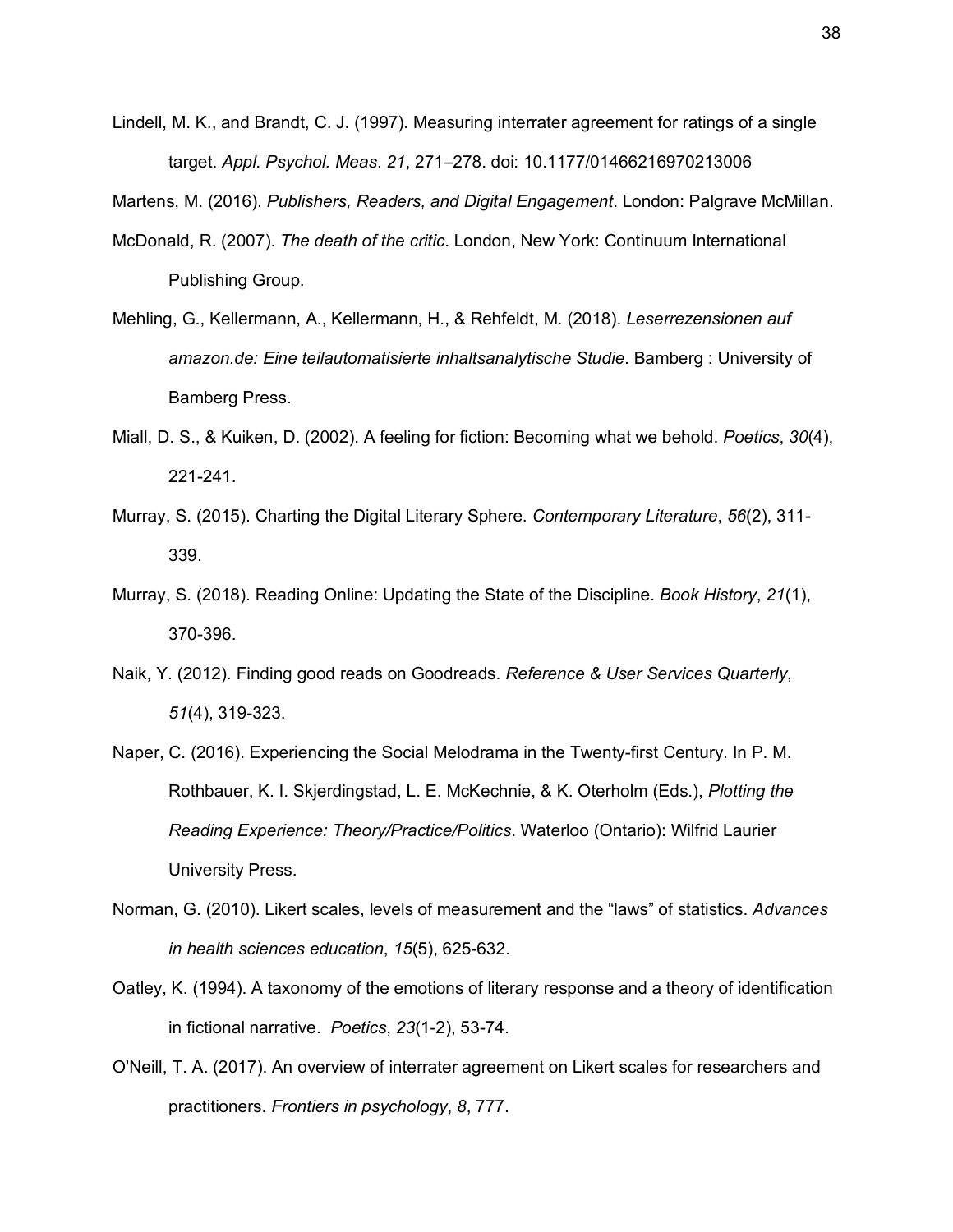Lindell, M. K., and Brandt, C. J. (1997). Measuring interrater agreement for ratings of a single target. *Appl. Psychol. Meas*. *21*, 271–278. doi: 10.1177/01466216970213006

Martens, M. (2016). *Publishers, Readers, and Digital Engagement*. London: Palgrave McMillan.

McDonald, R. (2007). *The death of the critic*. London, New York: Continuum International Publishing Group.

Mehling, G., Kellermann, A., Kellermann, H., & Rehfeldt, M. (2018). *Leserrezensionen auf amazon.de: Eine teilautomatisierte inhaltsanalytische Studie*. Bamberg : University of Bamberg Press.

Miall, D. S., & Kuiken, D. (2002). A feeling for fiction: Becoming what we behold. *Poetics*, *30*(4), 221-241.

Murray, S. (2015). Charting the Digital Literary Sphere. *Contemporary Literature*, *56*(2), 311-339.

Murray, S. (2018). Reading Online: Updating the State of the Discipline. *Book History*, *21*(1), 370-396.

Naik, Y. (2012). Finding good reads on Goodreads. *Reference & User Services Quarterly*, *51*(4), 319-323.

Naper, C. (2016). Experiencing the Social Melodrama in the Twenty-first Century. In P. M. Rothbauer, K. I. Skjerdingstad, L. E. McKechnie, & K. Oterholm (Eds.), *Plotting the Reading Experience: Theory/Practice/Politics*. Waterloo (Ontario): Wilfrid Laurier University Press.

Norman, G. (2010). Likert scales, levels of measurement and the "laws" of statistics. *Advances in health sciences education*, *15*(5), 625-632.

Oatley, K. (1994). A taxonomy of the emotions of literary response and a theory of identification in fictional narrative. *Poetics*, *23*(1-2), 53-74.

O'Neill, T. A. (2017). An overview of interrater agreement on Likert scales for researchers and practitioners. *Frontiers in psychology*, *8*, 777.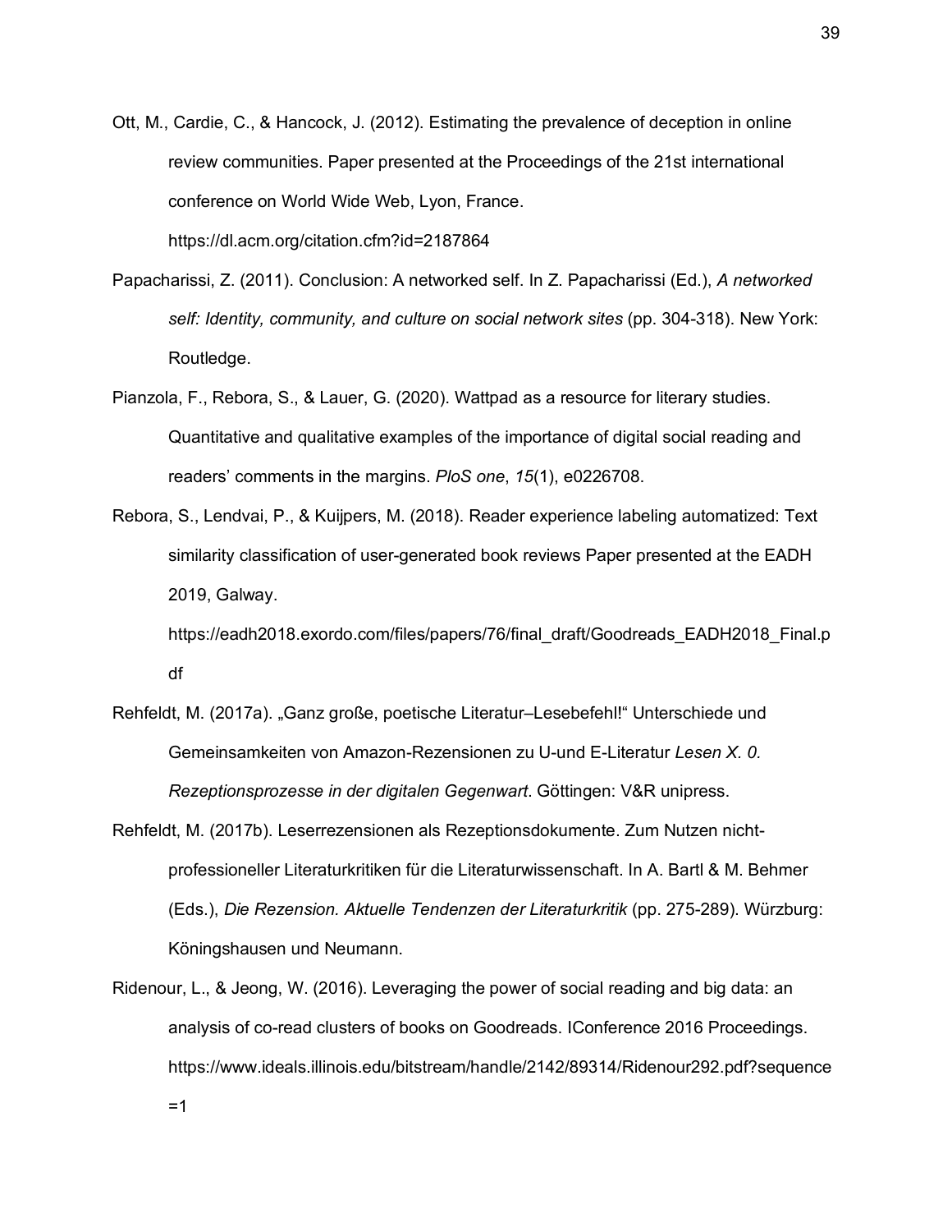Ott, M., Cardie, C., & Hancock, J. (2012). Estimating the prevalence of deception in online review communities. Paper presented at the Proceedings of the 21st international conference on World Wide Web, Lyon, France. https://dl.acm.org/citation.cfm?id=2187864

Papacharissi, Z. (2011). Conclusion: A networked self. In Z. Papacharissi (Ed.), *A networked self: Identity, community, and culture on social network sites* (pp. 304-318). New York: Routledge.

Pianzola, F., Rebora, S., & Lauer, G. (2020). Wattpad as a resource for literary studies. Quantitative and qualitative examples of the importance of digital social reading and readers' comments in the margins. *PloS one*, *15*(1), e0226708.

Rebora, S., Lendvai, P., & Kuijpers, M. (2018). Reader experience labeling automatized: Text similarity classification of user-generated book reviews Paper presented at the EADH 2019, Galway. https://eadh2018.exordo.com/files/papers/76/final_draft/Goodreads_EADH2018_Final.pdf

Rehfeldt, M. (2017a). „Ganz große, poetische Literatur–Lesebefehl!" Unterschiede und Gemeinsamkeiten von Amazon-Rezensionen zu U-und E-Literatur *Lesen X. 0. Rezeptionsprozesse in der digitalen Gegenwart*. Göttingen: V&R unipress.

Rehfeldt, M. (2017b). Leserrezensionen als Rezeptionsdokumente. Zum Nutzen nicht-professioneller Literaturkritiken für die Literaturwissenschaft. In A. Bartl & M. Behmer (Eds.), *Die Rezension. Aktuelle Tendenzen der Literaturkritik* (pp. 275-289). Würzburg: Köningshausen und Neumann.

Ridenour, L., & Jeong, W. (2016). Leveraging the power of social reading and big data: an analysis of co-read clusters of books on Goodreads. IConference 2016 Proceedings. https://www.ideals.illinois.edu/bitstream/handle/2142/89314/Ridenour292.pdf?sequence=1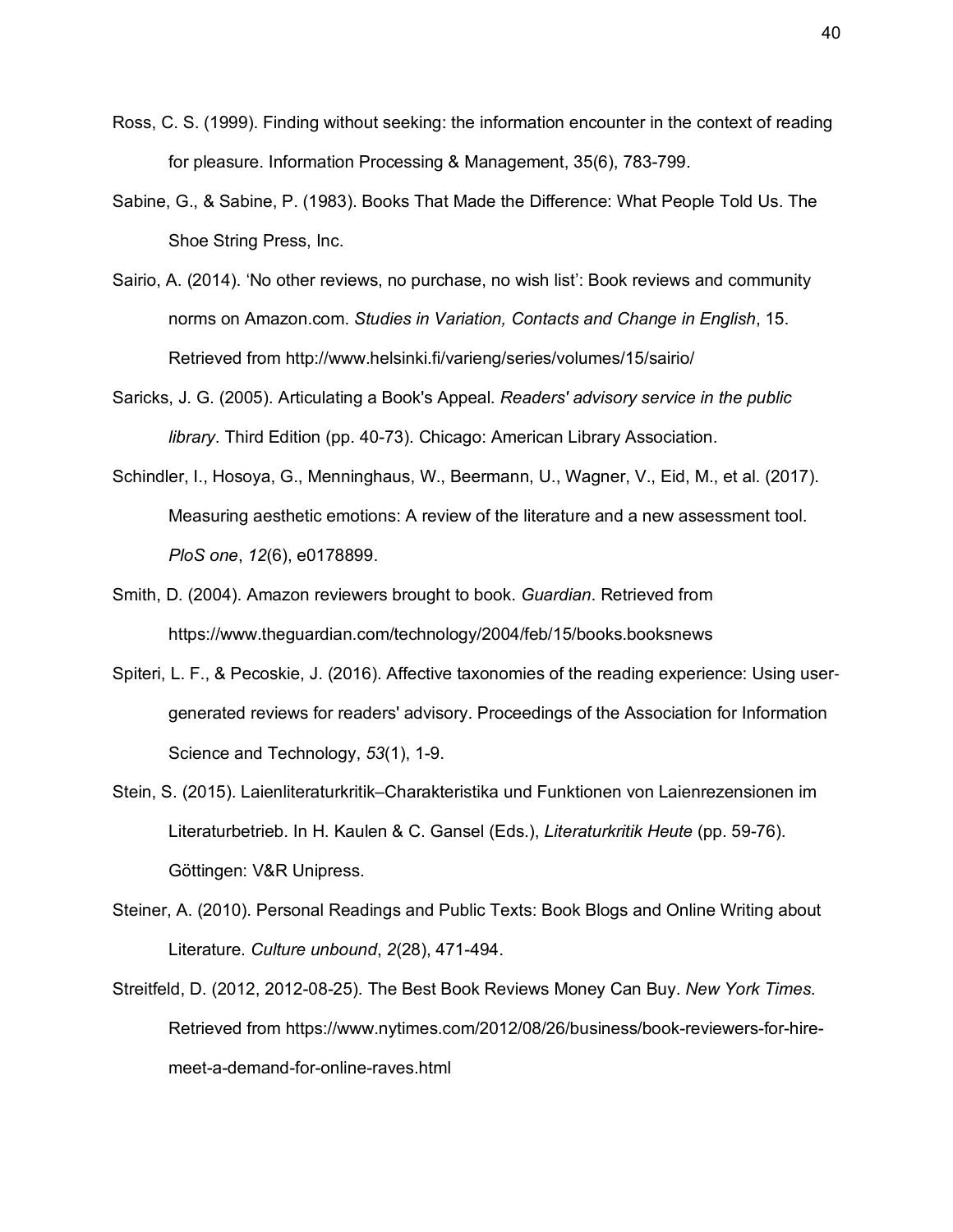Ross, C. S. (1999). Finding without seeking: the information encounter in the context of reading for pleasure. Information Processing & Management, 35(6), 783-799.

Sabine, G., & Sabine, P. (1983). Books That Made the Difference: What People Told Us. The Shoe String Press, Inc.

Sairio, A. (2014). 'No other reviews, no purchase, no wish list': Book reviews and community norms on Amazon.com. *Studies in Variation, Contacts and Change in English*, 15. Retrieved from http://www.helsinki.fi/varieng/series/volumes/15/sairio/

Saricks, J. G. (2005). Articulating a Book's Appeal. *Readers' advisory service in the public library*. Third Edition (pp. 40-73). Chicago: American Library Association.

Schindler, I., Hosoya, G., Menninghaus, W., Beermann, U., Wagner, V., Eid, M., et al. (2017). Measuring aesthetic emotions: A review of the literature and a new assessment tool. *PloS one*, *12*(6), e0178899.

Smith, D. (2004). Amazon reviewers brought to book. *Guardian*. Retrieved from https://www.theguardian.com/technology/2004/feb/15/books.booksnews

Spiteri, L. F., & Pecoskie, J. (2016). Affective taxonomies of the reading experience: Using user-generated reviews for readers' advisory. Proceedings of the Association for Information Science and Technology, *53*(1), 1-9.

Stein, S. (2015). Laienliteraturkritik–Charakteristika und Funktionen von Laienrezensionen im Literaturbetrieb. In H. Kaulen & C. Gansel (Eds.), *Literaturkritik Heute* (pp. 59-76). Göttingen: V&R Unipress.

Steiner, A. (2010). Personal Readings and Public Texts: Book Blogs and Online Writing about Literature. *Culture unbound*, *2*(28), 471-494.

Streitfeld, D. (2012, 2012-08-25). The Best Book Reviews Money Can Buy. *New York Times*. Retrieved from https://www.nytimes.com/2012/08/26/business/book-reviewers-for-hire-meet-a-demand-for-online-raves.html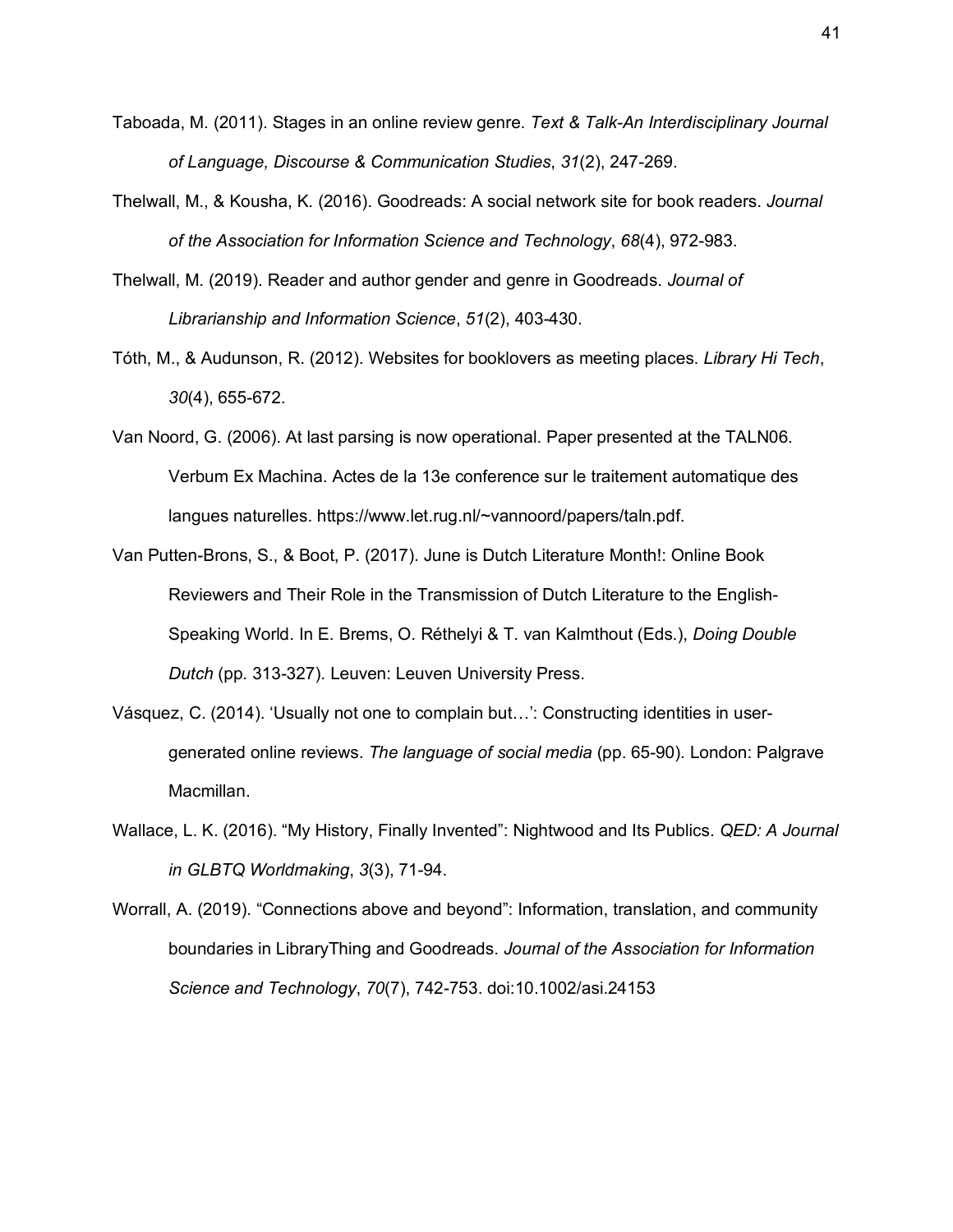Taboada, M. (2011). Stages in an online review genre. *Text & Talk-An Interdisciplinary Journal of Language, Discourse & Communication Studies*, *31*(2), 247-269.

Thelwall, M., & Kousha, K. (2016). Goodreads: A social network site for book readers. *Journal of the Association for Information Science and Technology*, *68*(4), 972-983.

Thelwall, M. (2019). Reader and author gender and genre in Goodreads. *Journal of Librarianship and Information Science*, *51*(2), 403-430.

Tóth, M., & Audunson, R. (2012). Websites for booklovers as meeting places. *Library Hi Tech*, *30*(4), 655-672.

Van Noord, G. (2006). At last parsing is now operational. Paper presented at the TALN06. Verbum Ex Machina. Actes de la 13e conference sur le traitement automatique des langues naturelles. https://www.let.rug.nl/~vannoord/papers/taln.pdf.

Van Putten-Brons, S., & Boot, P. (2017). June is Dutch Literature Month!: Online Book Reviewers and Their Role in the Transmission of Dutch Literature to the English-Speaking World. In E. Brems, O. Réthelyi & T. van Kalmthout (Eds.), *Doing Double Dutch* (pp. 313-327). Leuven: Leuven University Press.

Vásquez, C. (2014). 'Usually not one to complain but…': Constructing identities in user-generated online reviews. *The language of social media* (pp. 65-90). London: Palgrave Macmillan.

Wallace, L. K. (2016). "My History, Finally Invented": Nightwood and Its Publics. *QED: A Journal in GLBTQ Worldmaking*, *3*(3), 71-94.

Worrall, A. (2019). "Connections above and beyond": Information, translation, and community boundaries in LibraryThing and Goodreads. *Journal of the Association for Information Science and Technology*, *70*(7), 742-753. doi:10.1002/asi.24153